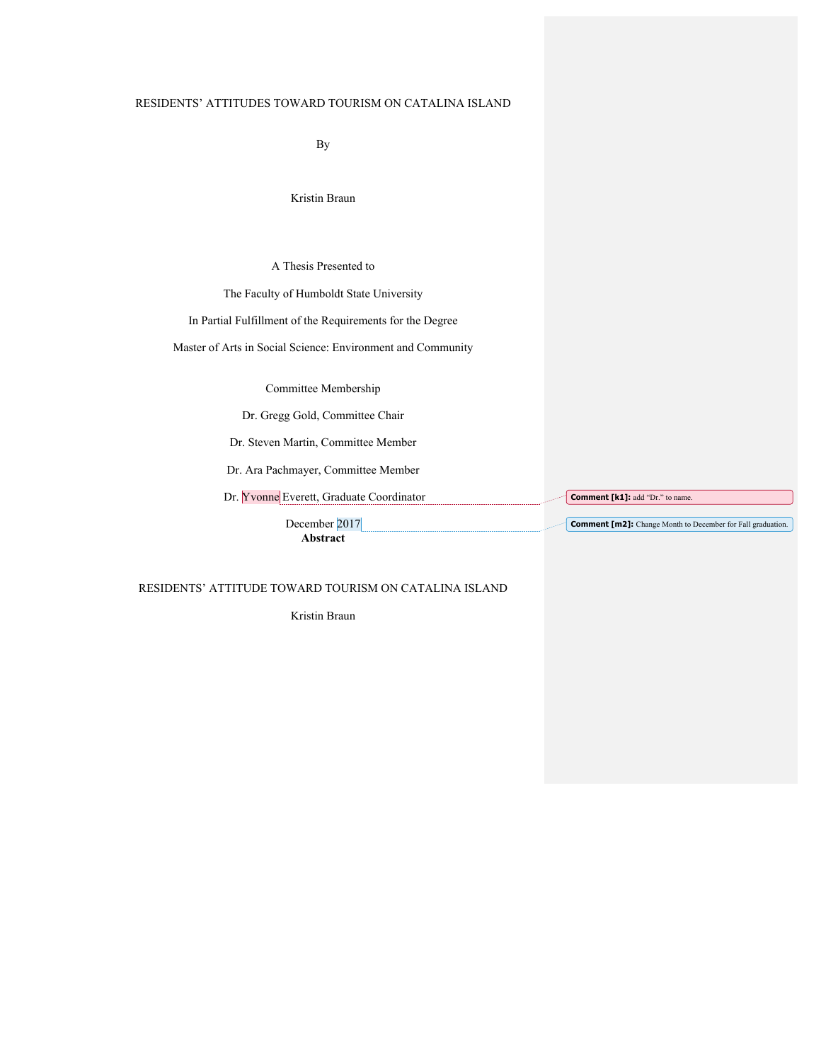RESIDENTS' ATTITUDES TOWARD TOURISM ON CATALINA ISLAND

By

Kristin Braun

A Thesis Presented to

The Faculty of Humboldt State University

In Partial Fulfillment of the Requirements for the Degree

Master of Arts in Social Science: Environment and Community

Committee Membership

Dr. Gregg Gold, Committee Chair

Dr. Steven Martin, Committee Member

Dr. Ara Pachmayer, Committee Member

Dr. Yvonne Everett, Graduate Coordinator

December 2017

**Comment [k1]:** add "Dr." to name.

**Comment [m2]:** Change Month to December for Fall graduation.

**Abstract**

RESIDENTS' ATTITUDE TOWARD TOURISM ON CATALINA ISLAND

Kristin Braun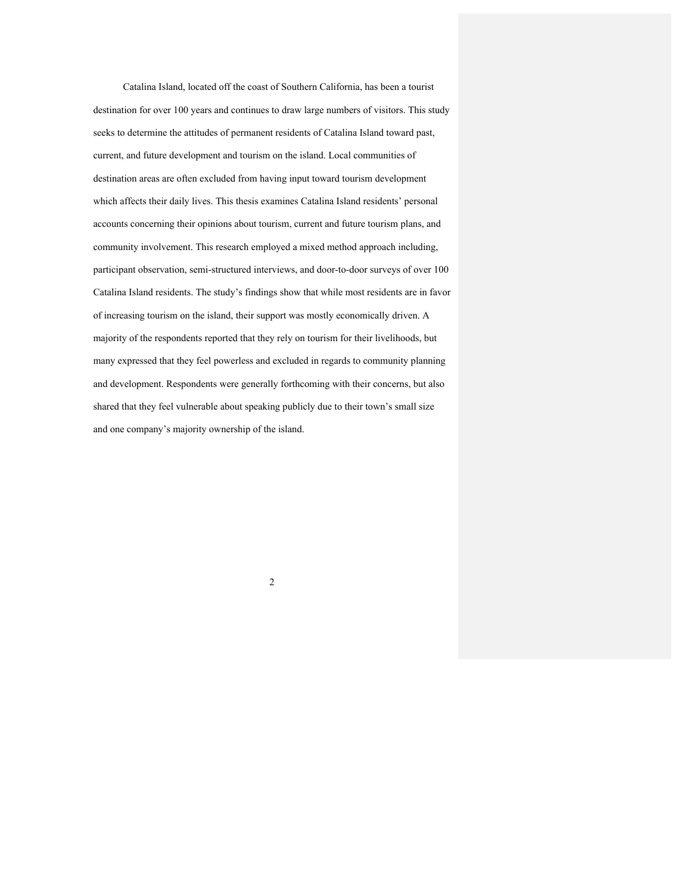Catalina Island, located off the coast of Southern California, has been a tourist destination for over 100 years and continues to draw large numbers of visitors. This study seeks to determine the attitudes of permanent residents of Catalina Island toward past, current, and future development and tourism on the island. Local communities of destination areas are often excluded from having input toward tourism development which affects their daily lives. This thesis examines Catalina Island residents' personal accounts concerning their opinions about tourism, current and future tourism plans, and community involvement. This research employed a mixed method approach including, participant observation, semi-structured interviews, and door-to-door surveys of over 100 Catalina Island residents. The study's findings show that while most residents are in favor of increasing tourism on the island, their support was mostly economically driven. A majority of the respondents reported that they rely on tourism for their livelihoods, but many expressed that they feel powerless and excluded in regards to community planning and development. Respondents were generally forthcoming with their concerns, but also shared that they feel vulnerable about speaking publicly due to their town's small size and one company's majority ownership of the island.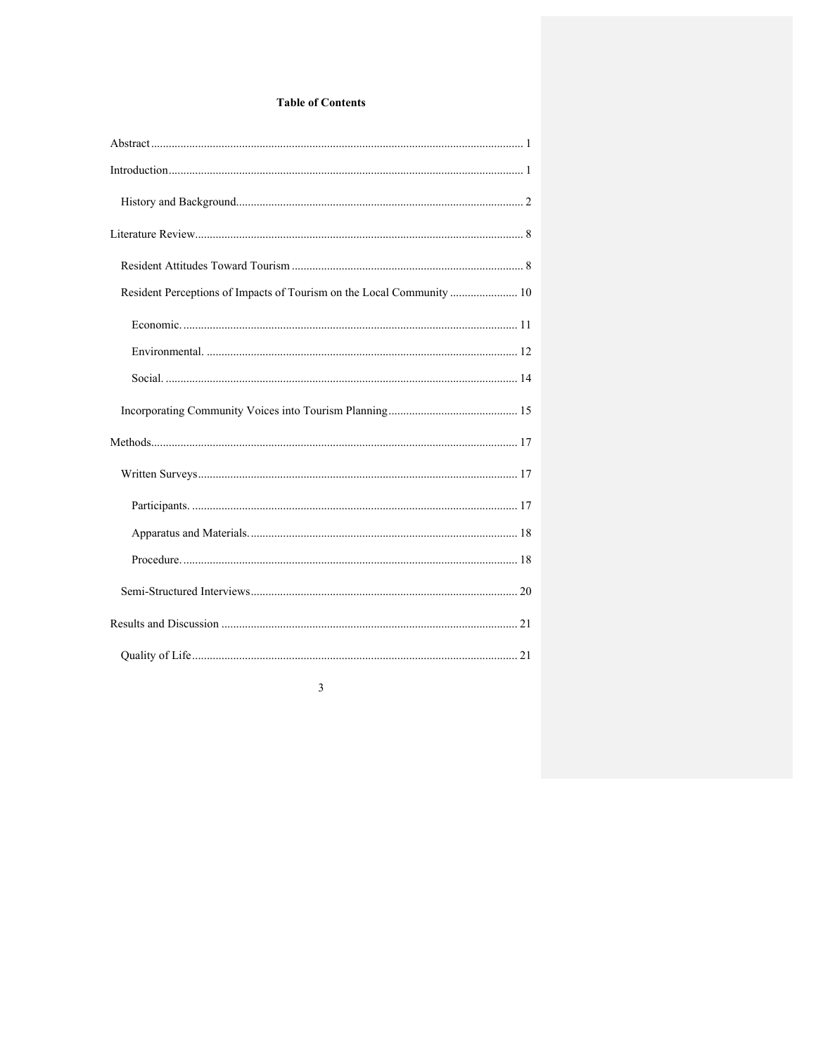**Table of Contents**

Abstract ............................................................................................................................ 1

Introduction ....................................................................................................................... 1

History and Background ................................................................................................. 2

Literature Review ............................................................................................................... 8

Resident Attitudes Toward Tourism ............................................................................... 8

Resident Perceptions of Impacts of Tourism on the Local Community ....................... 10

Economic. ................................................................................................................. 11

Environmental. ......................................................................................................... 12

Social. ....................................................................................................................... 14

Incorporating Community Voices into Tourism Planning ............................................ 15

Methods ............................................................................................................................ 17

Written Surveys ............................................................................................................ 17

Participants. .............................................................................................................. 17

Apparatus and Materials. .......................................................................................... 18

Procedure. ................................................................................................................. 18

Semi-Structured Interviews ........................................................................................... 20

Results and Discussion ..................................................................................................... 21

Quality of Life ............................................................................................................... 21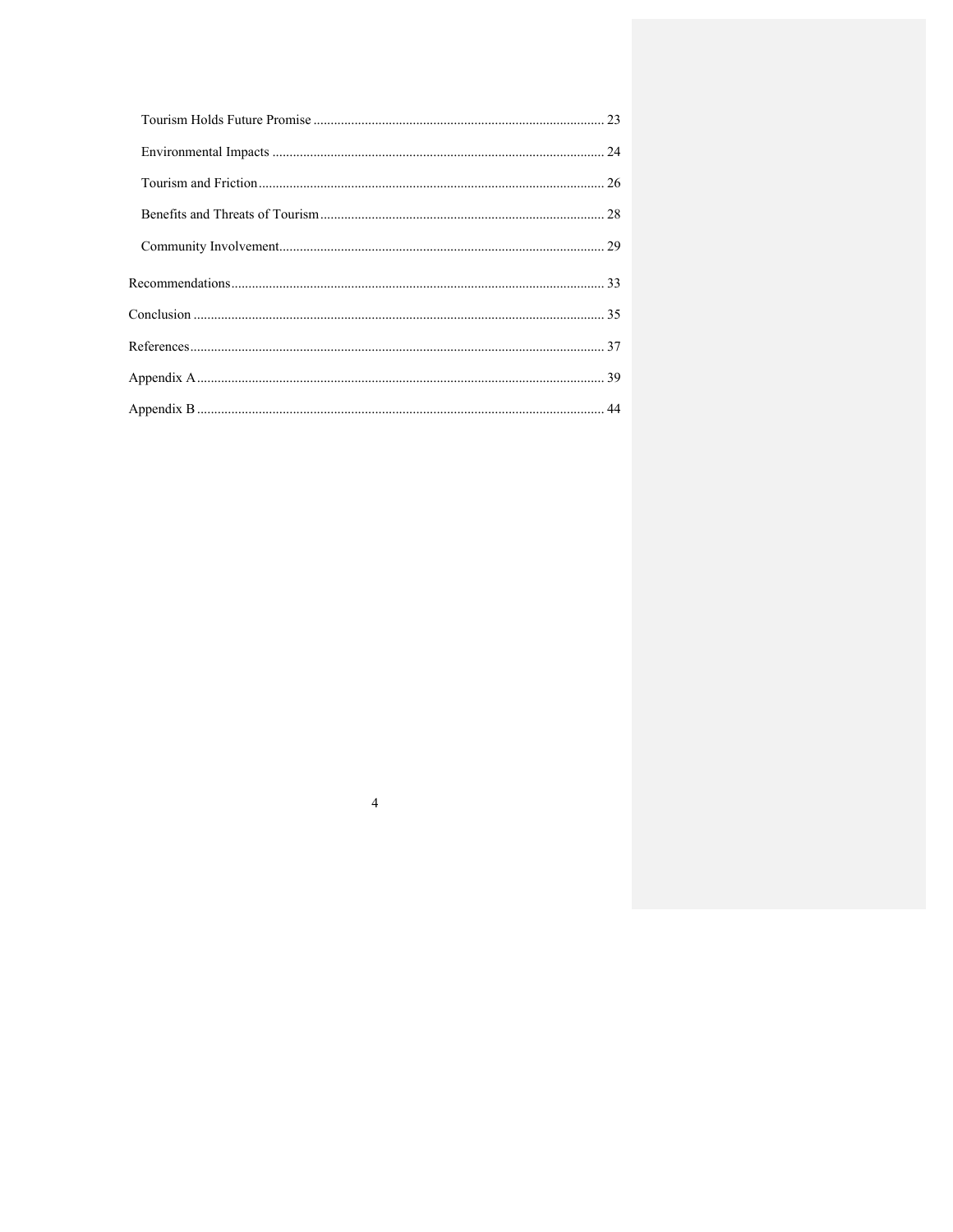Tourism Holds Future Promise .......... 23

Environmental Impacts .......... 24

Tourism and Friction .......... 26

Benefits and Threats of Tourism .......... 28

Community Involvement .......... 29

Recommendations .......... 33

Conclusion .......... 35

References .......... 37

Appendix A .......... 39

Appendix B .......... 44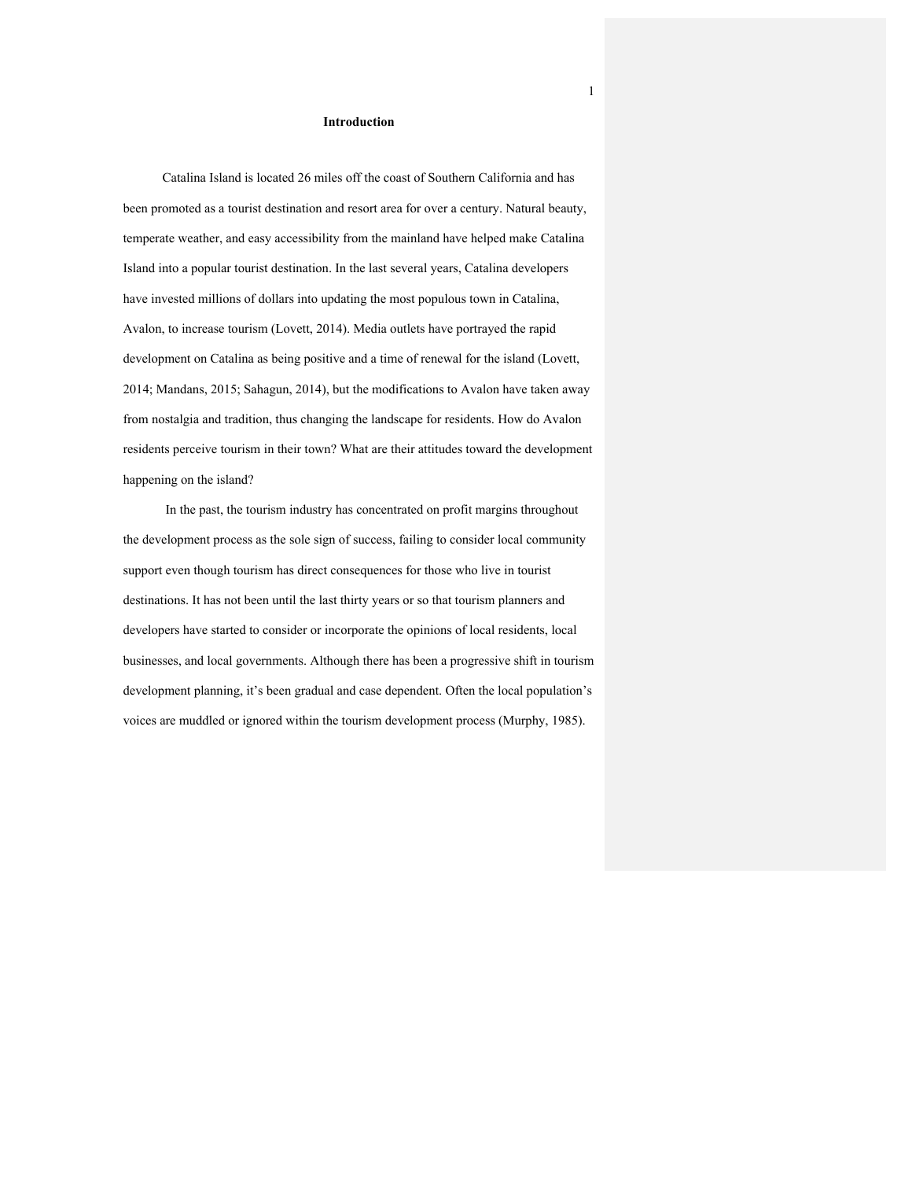## Introduction

Catalina Island is located 26 miles off the coast of Southern California and has been promoted as a tourist destination and resort area for over a century. Natural beauty, temperate weather, and easy accessibility from the mainland have helped make Catalina Island into a popular tourist destination. In the last several years, Catalina developers have invested millions of dollars into updating the most populous town in Catalina, Avalon, to increase tourism (Lovett, 2014). Media outlets have portrayed the rapid development on Catalina as being positive and a time of renewal for the island (Lovett, 2014; Mandans, 2015; Sahagun, 2014), but the modifications to Avalon have taken away from nostalgia and tradition, thus changing the landscape for residents. How do Avalon residents perceive tourism in their town? What are their attitudes toward the development happening on the island?

In the past, the tourism industry has concentrated on profit margins throughout the development process as the sole sign of success, failing to consider local community support even though tourism has direct consequences for those who live in tourist destinations. It has not been until the last thirty years or so that tourism planners and developers have started to consider or incorporate the opinions of local residents, local businesses, and local governments. Although there has been a progressive shift in tourism development planning, it's been gradual and case dependent. Often the local population's voices are muddled or ignored within the tourism development process (Murphy, 1985).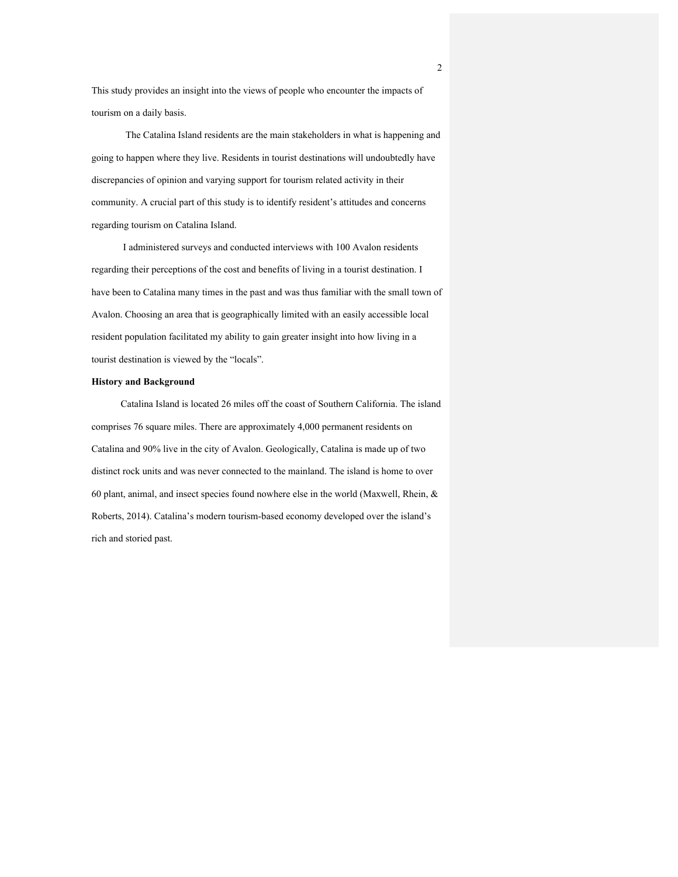This study provides an insight into the views of people who encounter the impacts of tourism on a daily basis.

The Catalina Island residents are the main stakeholders in what is happening and going to happen where they live. Residents in tourist destinations will undoubtedly have discrepancies of opinion and varying support for tourism related activity in their community. A crucial part of this study is to identify resident's attitudes and concerns regarding tourism on Catalina Island.

I administered surveys and conducted interviews with 100 Avalon residents regarding their perceptions of the cost and benefits of living in a tourist destination. I have been to Catalina many times in the past and was thus familiar with the small town of Avalon. Choosing an area that is geographically limited with an easily accessible local resident population facilitated my ability to gain greater insight into how living in a tourist destination is viewed by the "locals".

**History and Background**

Catalina Island is located 26 miles off the coast of Southern California. The island comprises 76 square miles. There are approximately 4,000 permanent residents on Catalina and 90% live in the city of Avalon. Geologically, Catalina is made up of two distinct rock units and was never connected to the mainland. The island is home to over 60 plant, animal, and insect species found nowhere else in the world (Maxwell, Rhein, & Roberts, 2014). Catalina's modern tourism-based economy developed over the island's rich and storied past.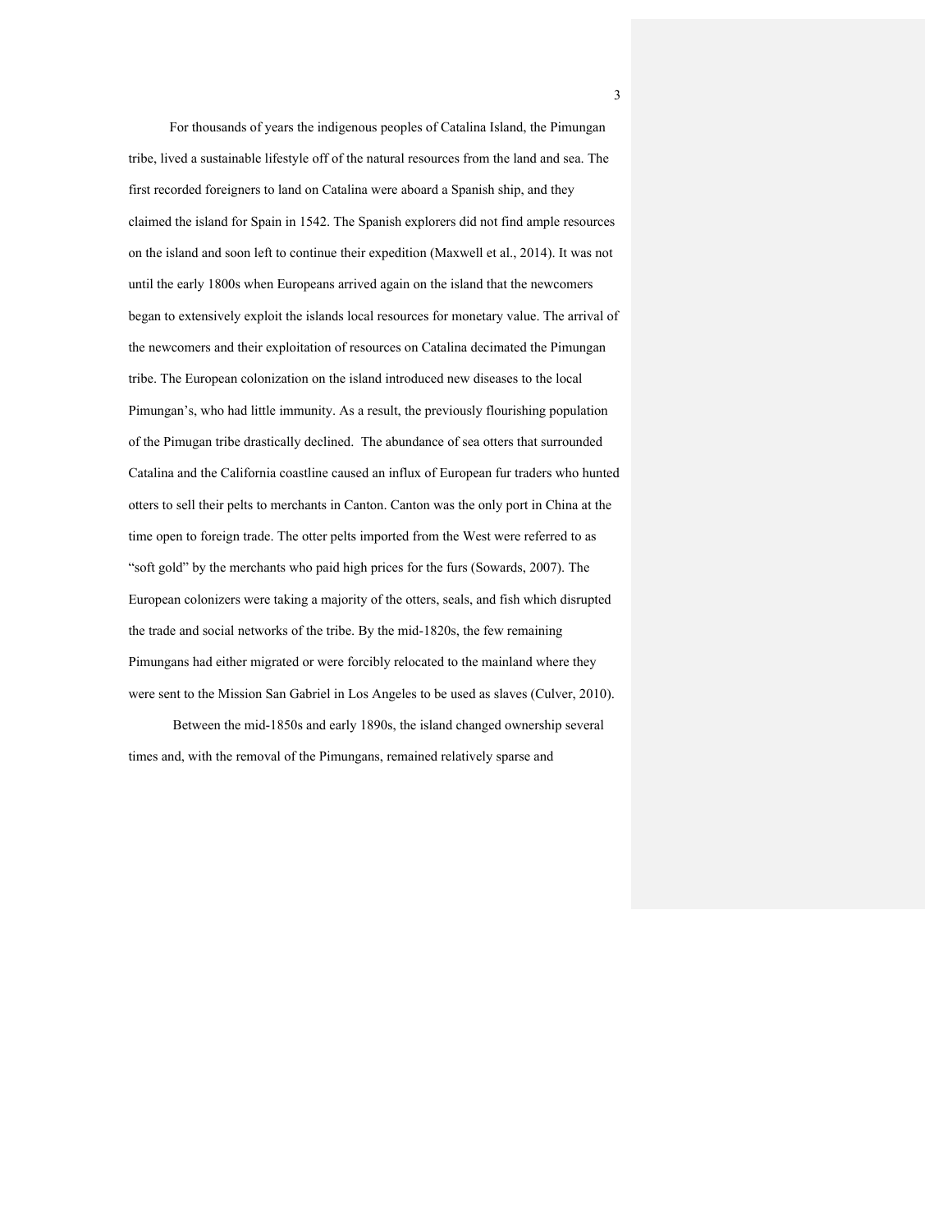For thousands of years the indigenous peoples of Catalina Island, the Pimungan tribe, lived a sustainable lifestyle off of the natural resources from the land and sea. The first recorded foreigners to land on Catalina were aboard a Spanish ship, and they claimed the island for Spain in 1542. The Spanish explorers did not find ample resources on the island and soon left to continue their expedition (Maxwell et al., 2014). It was not until the early 1800s when Europeans arrived again on the island that the newcomers began to extensively exploit the islands local resources for monetary value. The arrival of the newcomers and their exploitation of resources on Catalina decimated the Pimungan tribe. The European colonization on the island introduced new diseases to the local Pimungan's, who had little immunity. As a result, the previously flourishing population of the Pimugan tribe drastically declined. The abundance of sea otters that surrounded Catalina and the California coastline caused an influx of European fur traders who hunted otters to sell their pelts to merchants in Canton. Canton was the only port in China at the time open to foreign trade. The otter pelts imported from the West were referred to as "soft gold" by the merchants who paid high prices for the furs (Sowards, 2007). The European colonizers were taking a majority of the otters, seals, and fish which disrupted the trade and social networks of the tribe. By the mid-1820s, the few remaining Pimungans had either migrated or were forcibly relocated to the mainland where they were sent to the Mission San Gabriel in Los Angeles to be used as slaves (Culver, 2010).

Between the mid-1850s and early 1890s, the island changed ownership several times and, with the removal of the Pimungans, remained relatively sparse and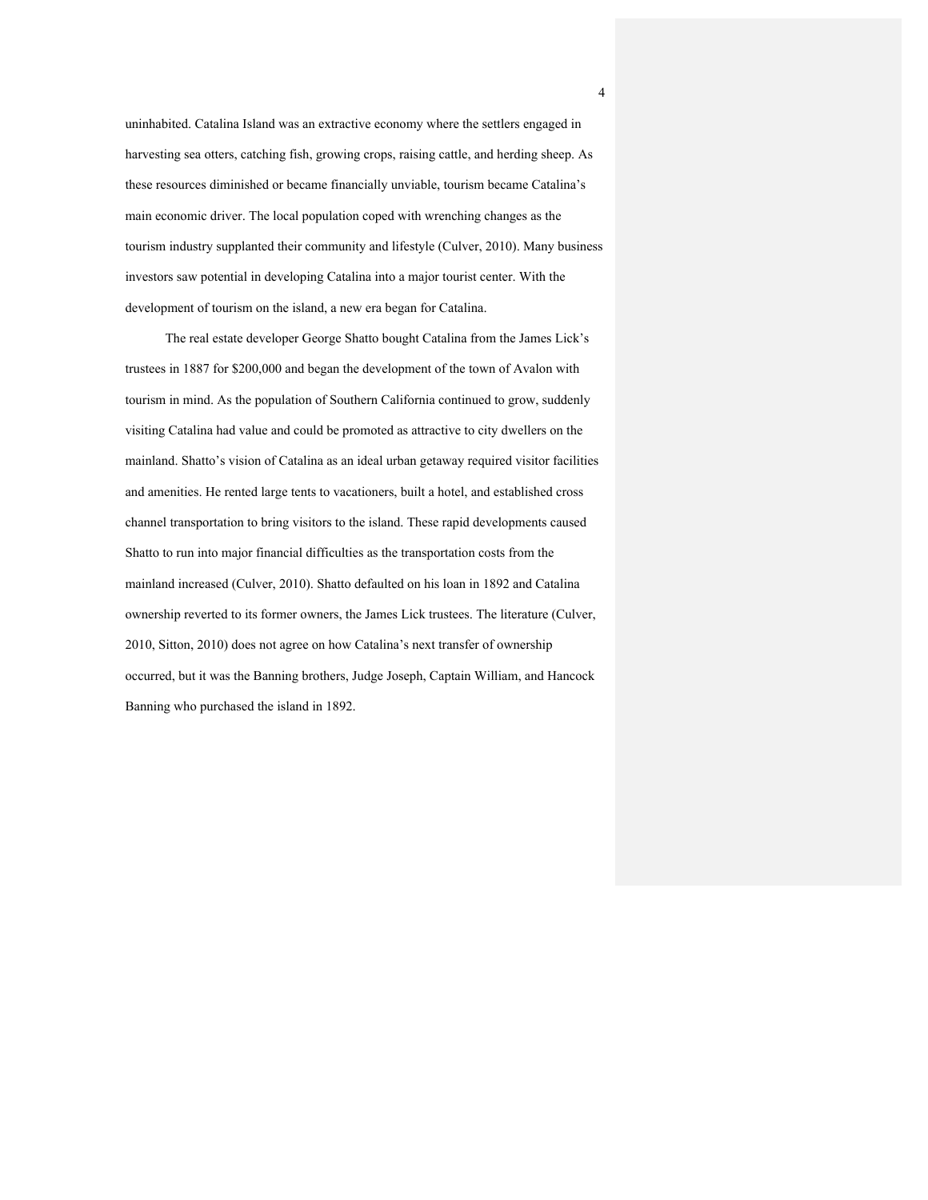uninhabited. Catalina Island was an extractive economy where the settlers engaged in harvesting sea otters, catching fish, growing crops, raising cattle, and herding sheep. As these resources diminished or became financially unviable, tourism became Catalina's main economic driver. The local population coped with wrenching changes as the tourism industry supplanted their community and lifestyle (Culver, 2010). Many business investors saw potential in developing Catalina into a major tourist center. With the development of tourism on the island, a new era began for Catalina.

The real estate developer George Shatto bought Catalina from the James Lick's trustees in 1887 for $200,000 and began the development of the town of Avalon with tourism in mind. As the population of Southern California continued to grow, suddenly visiting Catalina had value and could be promoted as attractive to city dwellers on the mainland. Shatto's vision of Catalina as an ideal urban getaway required visitor facilities and amenities. He rented large tents to vacationers, built a hotel, and established cross channel transportation to bring visitors to the island. These rapid developments caused Shatto to run into major financial difficulties as the transportation costs from the mainland increased (Culver, 2010). Shatto defaulted on his loan in 1892 and Catalina ownership reverted to its former owners, the James Lick trustees. The literature (Culver, 2010, Sitton, 2010) does not agree on how Catalina's next transfer of ownership occurred, but it was the Banning brothers, Judge Joseph, Captain William, and Hancock Banning who purchased the island in 1892.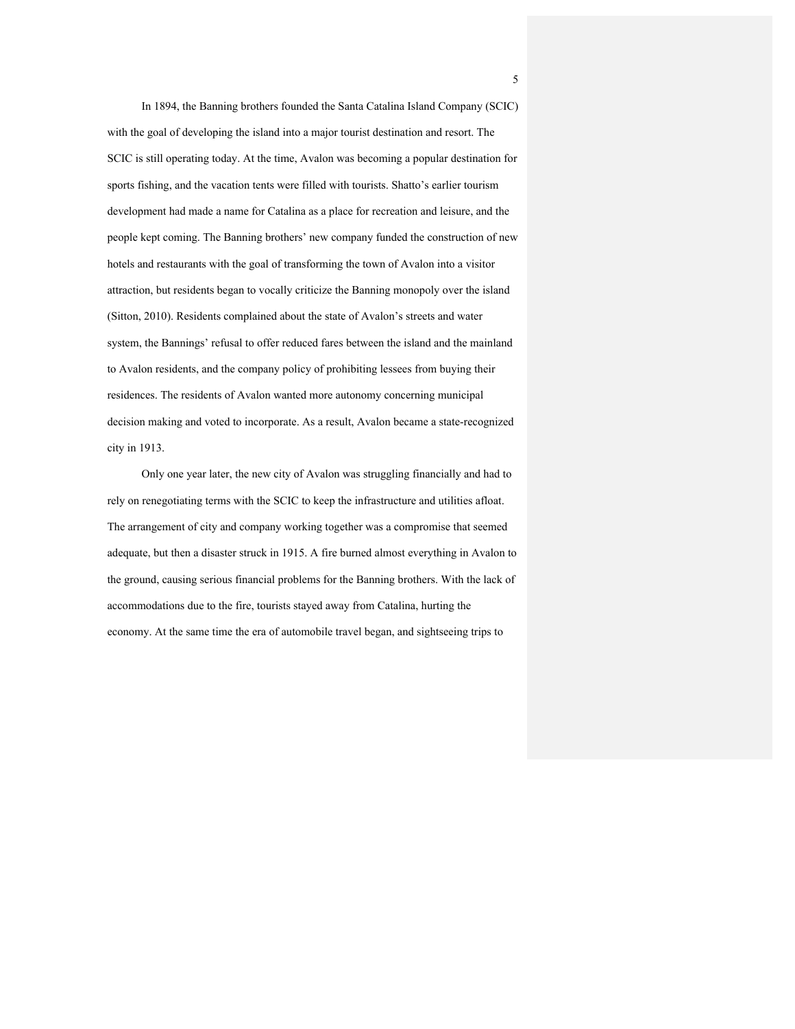In 1894, the Banning brothers founded the Santa Catalina Island Company (SCIC) with the goal of developing the island into a major tourist destination and resort. The SCIC is still operating today. At the time, Avalon was becoming a popular destination for sports fishing, and the vacation tents were filled with tourists. Shatto's earlier tourism development had made a name for Catalina as a place for recreation and leisure, and the people kept coming. The Banning brothers' new company funded the construction of new hotels and restaurants with the goal of transforming the town of Avalon into a visitor attraction, but residents began to vocally criticize the Banning monopoly over the island (Sitton, 2010). Residents complained about the state of Avalon's streets and water system, the Bannings' refusal to offer reduced fares between the island and the mainland to Avalon residents, and the company policy of prohibiting lessees from buying their residences. The residents of Avalon wanted more autonomy concerning municipal decision making and voted to incorporate. As a result, Avalon became a state-recognized city in 1913.

Only one year later, the new city of Avalon was struggling financially and had to rely on renegotiating terms with the SCIC to keep the infrastructure and utilities afloat. The arrangement of city and company working together was a compromise that seemed adequate, but then a disaster struck in 1915. A fire burned almost everything in Avalon to the ground, causing serious financial problems for the Banning brothers. With the lack of accommodations due to the fire, tourists stayed away from Catalina, hurting the economy. At the same time the era of automobile travel began, and sightseeing trips to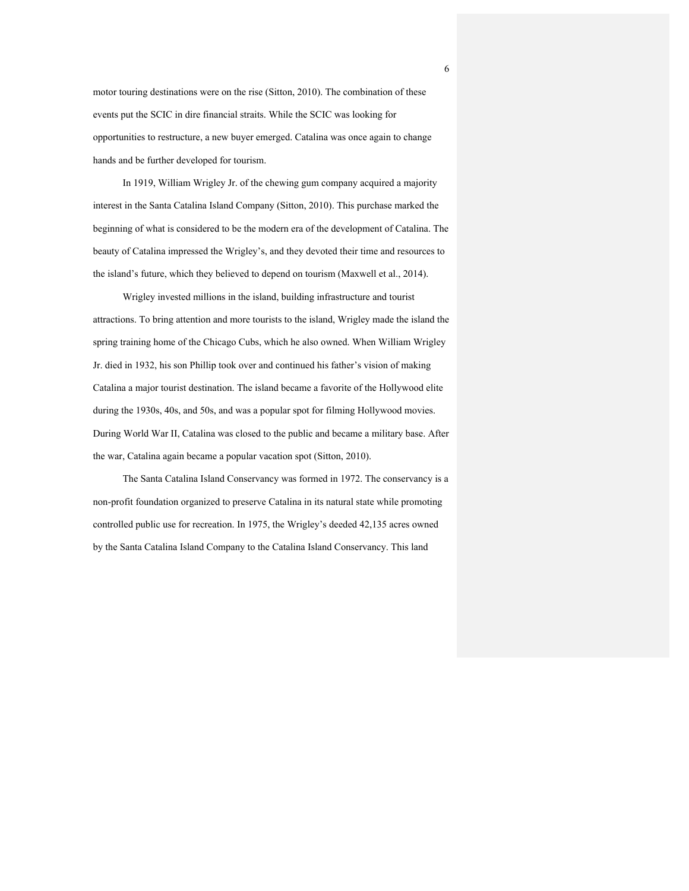motor touring destinations were on the rise (Sitton, 2010). The combination of these events put the SCIC in dire financial straits. While the SCIC was looking for opportunities to restructure, a new buyer emerged. Catalina was once again to change hands and be further developed for tourism.

In 1919, William Wrigley Jr. of the chewing gum company acquired a majority interest in the Santa Catalina Island Company (Sitton, 2010). This purchase marked the beginning of what is considered to be the modern era of the development of Catalina. The beauty of Catalina impressed the Wrigley's, and they devoted their time and resources to the island's future, which they believed to depend on tourism (Maxwell et al., 2014).

Wrigley invested millions in the island, building infrastructure and tourist attractions. To bring attention and more tourists to the island, Wrigley made the island the spring training home of the Chicago Cubs, which he also owned. When William Wrigley Jr. died in 1932, his son Phillip took over and continued his father's vision of making Catalina a major tourist destination. The island became a favorite of the Hollywood elite during the 1930s, 40s, and 50s, and was a popular spot for filming Hollywood movies. During World War II, Catalina was closed to the public and became a military base. After the war, Catalina again became a popular vacation spot (Sitton, 2010).

The Santa Catalina Island Conservancy was formed in 1972. The conservancy is a non-profit foundation organized to preserve Catalina in its natural state while promoting controlled public use for recreation. In 1975, the Wrigley's deeded 42,135 acres owned by the Santa Catalina Island Company to the Catalina Island Conservancy. This land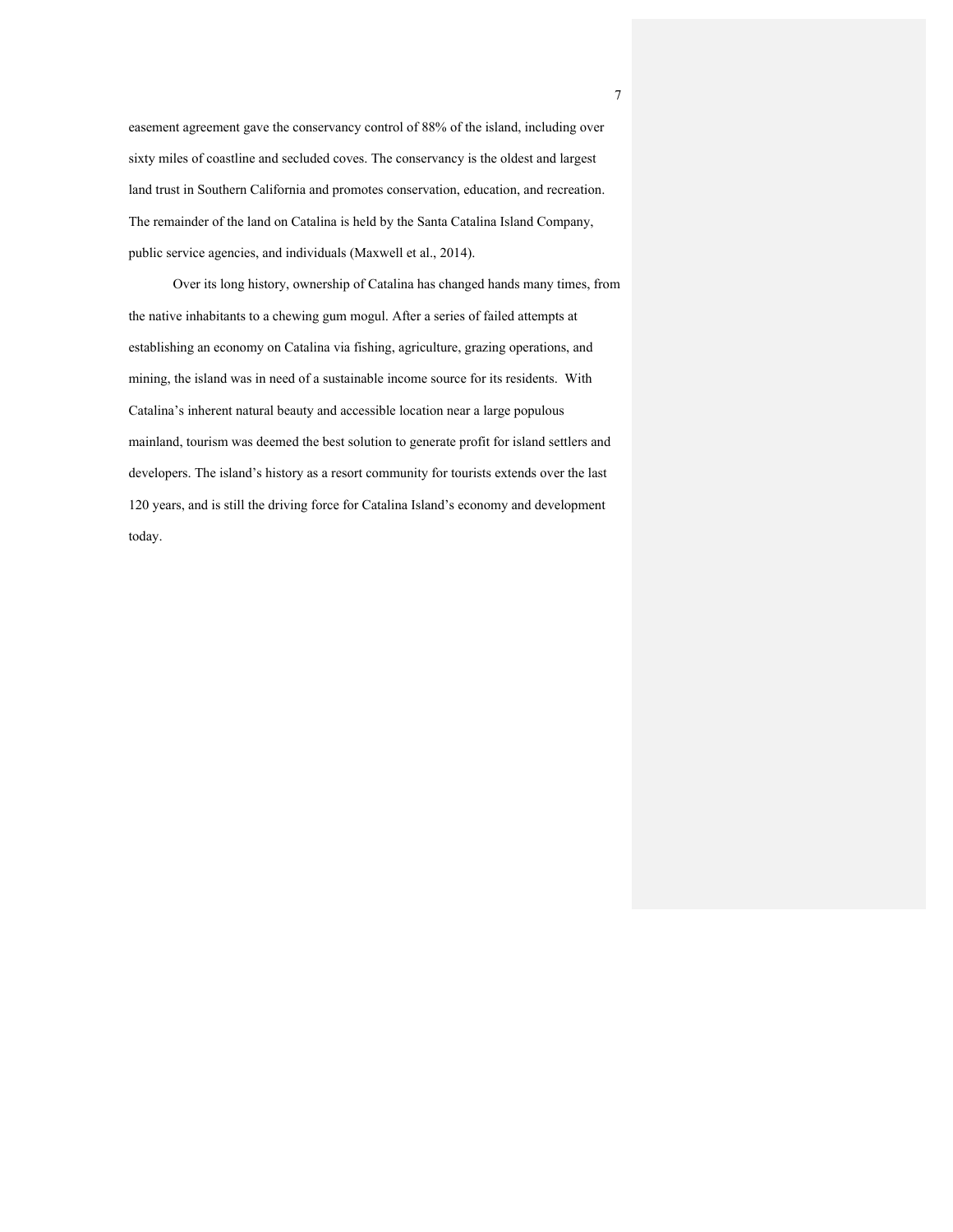easement agreement gave the conservancy control of 88% of the island, including over sixty miles of coastline and secluded coves. The conservancy is the oldest and largest land trust in Southern California and promotes conservation, education, and recreation. The remainder of the land on Catalina is held by the Santa Catalina Island Company, public service agencies, and individuals (Maxwell et al., 2014).

Over its long history, ownership of Catalina has changed hands many times, from the native inhabitants to a chewing gum mogul. After a series of failed attempts at establishing an economy on Catalina via fishing, agriculture, grazing operations, and mining, the island was in need of a sustainable income source for its residents. With Catalina's inherent natural beauty and accessible location near a large populous mainland, tourism was deemed the best solution to generate profit for island settlers and developers. The island's history as a resort community for tourists extends over the last 120 years, and is still the driving force for Catalina Island's economy and development today.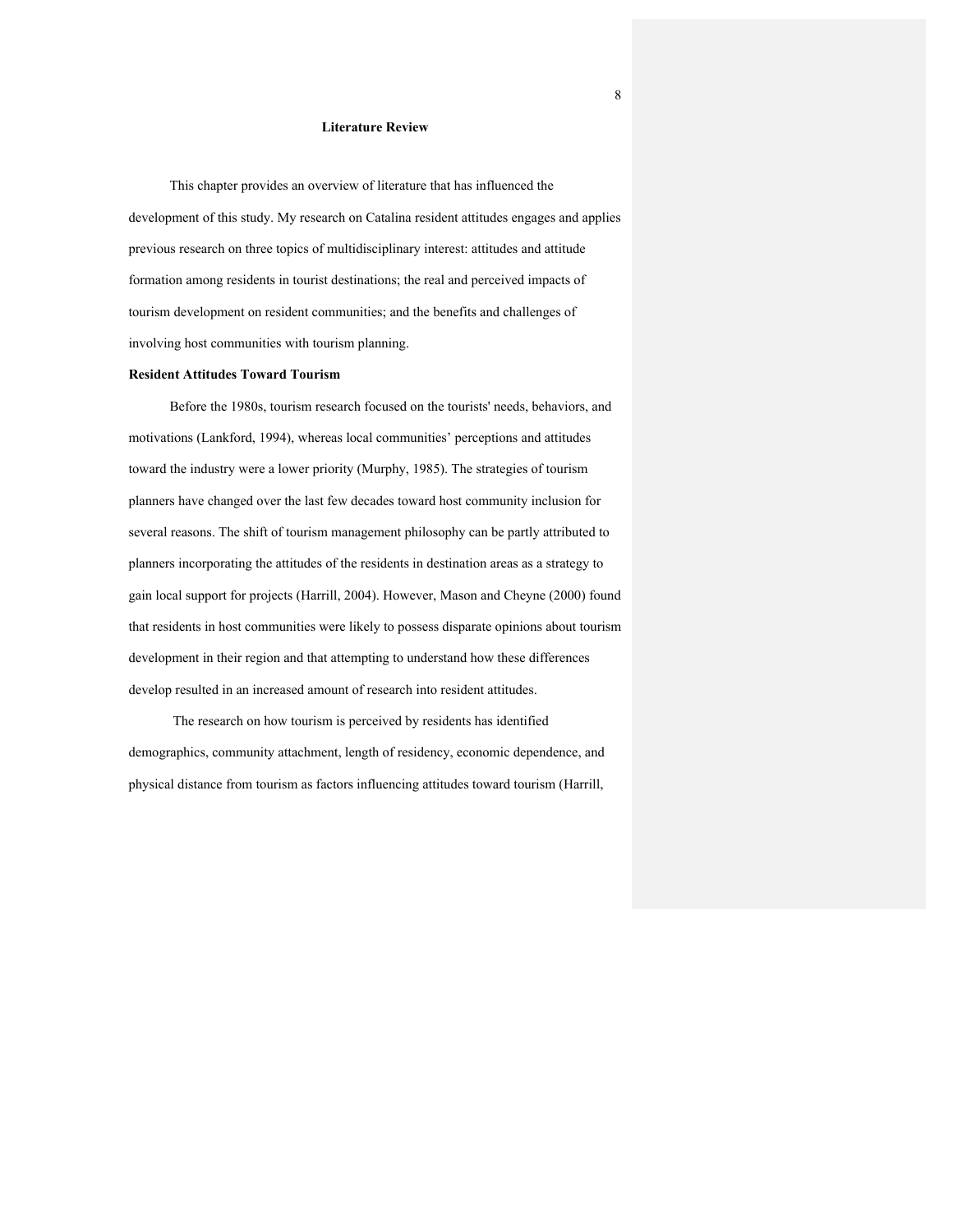# Literature Review

This chapter provides an overview of literature that has influenced the development of this study. My research on Catalina resident attitudes engages and applies previous research on three topics of multidisciplinary interest: attitudes and attitude formation among residents in tourist destinations; the real and perceived impacts of tourism development on resident communities; and the benefits and challenges of involving host communities with tourism planning.

## Resident Attitudes Toward Tourism

Before the 1980s, tourism research focused on the tourists' needs, behaviors, and motivations (Lankford, 1994), whereas local communities' perceptions and attitudes toward the industry were a lower priority (Murphy, 1985). The strategies of tourism planners have changed over the last few decades toward host community inclusion for several reasons. The shift of tourism management philosophy can be partly attributed to planners incorporating the attitudes of the residents in destination areas as a strategy to gain local support for projects (Harrill, 2004). However, Mason and Cheyne (2000) found that residents in host communities were likely to possess disparate opinions about tourism development in their region and that attempting to understand how these differences develop resulted in an increased amount of research into resident attitudes.

The research on how tourism is perceived by residents has identified demographics, community attachment, length of residency, economic dependence, and physical distance from tourism as factors influencing attitudes toward tourism (Harrill,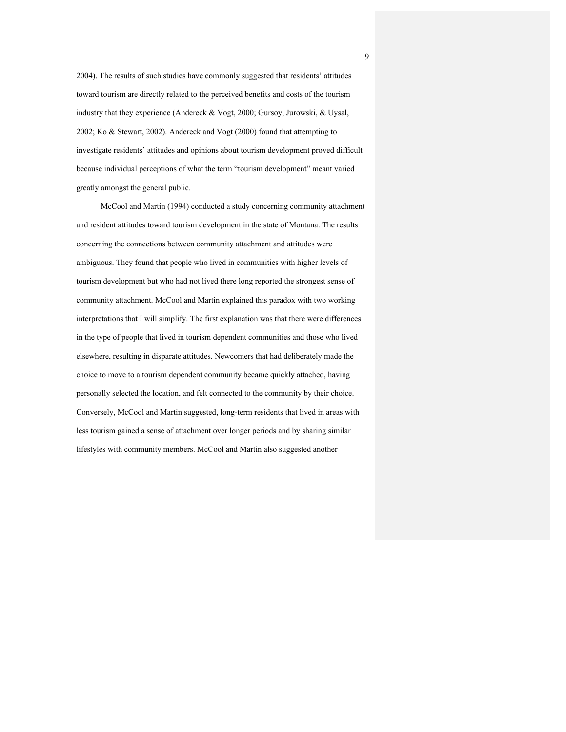2004). The results of such studies have commonly suggested that residents' attitudes toward tourism are directly related to the perceived benefits and costs of the tourism industry that they experience (Andereck & Vogt, 2000; Gursoy, Jurowski, & Uysal, 2002; Ko & Stewart, 2002). Andereck and Vogt (2000) found that attempting to investigate residents' attitudes and opinions about tourism development proved difficult because individual perceptions of what the term "tourism development" meant varied greatly amongst the general public.

McCool and Martin (1994) conducted a study concerning community attachment and resident attitudes toward tourism development in the state of Montana. The results concerning the connections between community attachment and attitudes were ambiguous. They found that people who lived in communities with higher levels of tourism development but who had not lived there long reported the strongest sense of community attachment. McCool and Martin explained this paradox with two working interpretations that I will simplify. The first explanation was that there were differences in the type of people that lived in tourism dependent communities and those who lived elsewhere, resulting in disparate attitudes. Newcomers that had deliberately made the choice to move to a tourism dependent community became quickly attached, having personally selected the location, and felt connected to the community by their choice. Conversely, McCool and Martin suggested, long-term residents that lived in areas with less tourism gained a sense of attachment over longer periods and by sharing similar lifestyles with community members. McCool and Martin also suggested another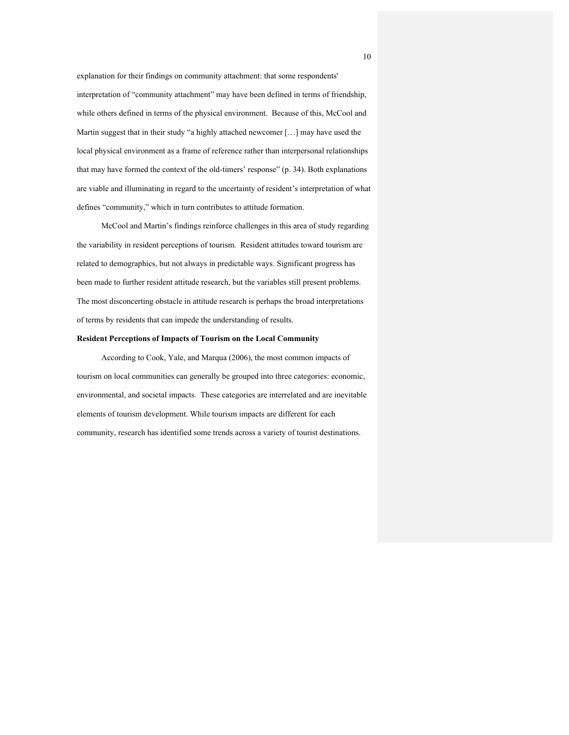explanation for their findings on community attachment: that some respondents' interpretation of "community attachment" may have been defined in terms of friendship, while others defined in terms of the physical environment. Because of this, McCool and Martin suggest that in their study "a highly attached newcomer […] may have used the local physical environment as a frame of reference rather than interpersonal relationships that may have formed the context of the old-timers' response" (p. 34). Both explanations are viable and illuminating in regard to the uncertainty of resident's interpretation of what defines "community," which in turn contributes to attitude formation.

McCool and Martin's findings reinforce challenges in this area of study regarding the variability in resident perceptions of tourism. Resident attitudes toward tourism are related to demographics, but not always in predictable ways. Significant progress has been made to further resident attitude research, but the variables still present problems. The most disconcerting obstacle in attitude research is perhaps the broad interpretations of terms by residents that can impede the understanding of results.

**Resident Perceptions of Impacts of Tourism on the Local Community**

According to Cook, Yale, and Marqua (2006), the most common impacts of tourism on local communities can generally be grouped into three categories: economic, environmental, and societal impacts. These categories are interrelated and are inevitable elements of tourism development. While tourism impacts are different for each community, research has identified some trends across a variety of tourist destinations.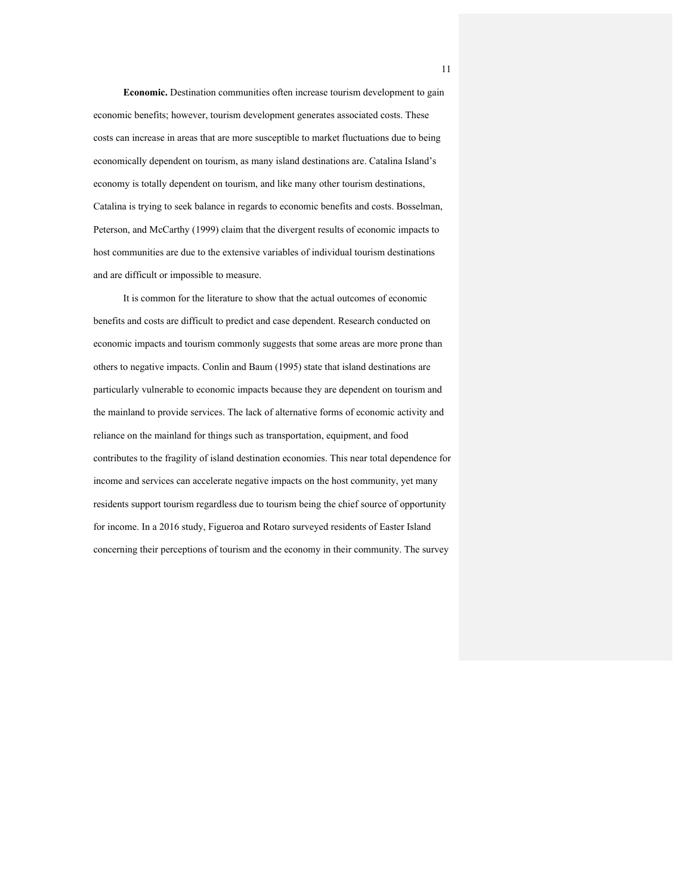**Economic.** Destination communities often increase tourism development to gain economic benefits; however, tourism development generates associated costs. These costs can increase in areas that are more susceptible to market fluctuations due to being economically dependent on tourism, as many island destinations are. Catalina Island's economy is totally dependent on tourism, and like many other tourism destinations, Catalina is trying to seek balance in regards to economic benefits and costs. Bosselman, Peterson, and McCarthy (1999) claim that the divergent results of economic impacts to host communities are due to the extensive variables of individual tourism destinations and are difficult or impossible to measure.

It is common for the literature to show that the actual outcomes of economic benefits and costs are difficult to predict and case dependent. Research conducted on economic impacts and tourism commonly suggests that some areas are more prone than others to negative impacts. Conlin and Baum (1995) state that island destinations are particularly vulnerable to economic impacts because they are dependent on tourism and the mainland to provide services. The lack of alternative forms of economic activity and reliance on the mainland for things such as transportation, equipment, and food contributes to the fragility of island destination economies. This near total dependence for income and services can accelerate negative impacts on the host community, yet many residents support tourism regardless due to tourism being the chief source of opportunity for income. In a 2016 study, Figueroa and Rotaro surveyed residents of Easter Island concerning their perceptions of tourism and the economy in their community. The survey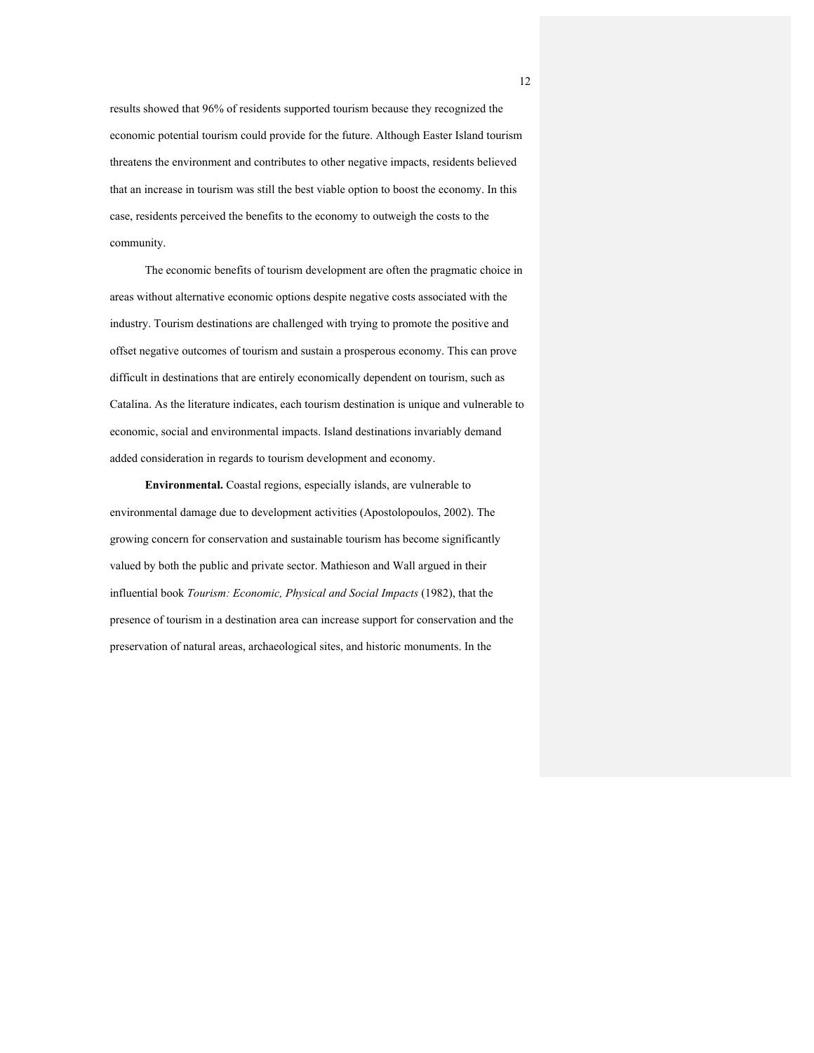results showed that 96% of residents supported tourism because they recognized the economic potential tourism could provide for the future. Although Easter Island tourism threatens the environment and contributes to other negative impacts, residents believed that an increase in tourism was still the best viable option to boost the economy. In this case, residents perceived the benefits to the economy to outweigh the costs to the community.

The economic benefits of tourism development are often the pragmatic choice in areas without alternative economic options despite negative costs associated with the industry. Tourism destinations are challenged with trying to promote the positive and offset negative outcomes of tourism and sustain a prosperous economy. This can prove difficult in destinations that are entirely economically dependent on tourism, such as Catalina. As the literature indicates, each tourism destination is unique and vulnerable to economic, social and environmental impacts. Island destinations invariably demand added consideration in regards to tourism development and economy.

**Environmental.** Coastal regions, especially islands, are vulnerable to environmental damage due to development activities (Apostolopoulos, 2002). The growing concern for conservation and sustainable tourism has become significantly valued by both the public and private sector. Mathieson and Wall argued in their influential book *Tourism: Economic, Physical and Social Impacts* (1982), that the presence of tourism in a destination area can increase support for conservation and the preservation of natural areas, archaeological sites, and historic monuments. In the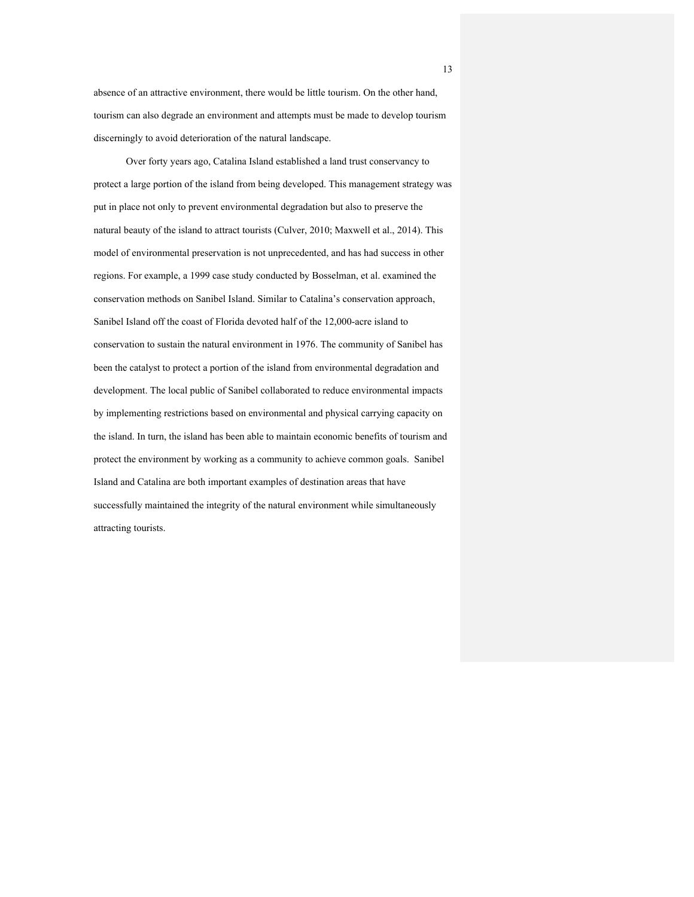absence of an attractive environment, there would be little tourism. On the other hand, tourism can also degrade an environment and attempts must be made to develop tourism discerningly to avoid deterioration of the natural landscape.

Over forty years ago, Catalina Island established a land trust conservancy to protect a large portion of the island from being developed. This management strategy was put in place not only to prevent environmental degradation but also to preserve the natural beauty of the island to attract tourists (Culver, 2010; Maxwell et al., 2014). This model of environmental preservation is not unprecedented, and has had success in other regions. For example, a 1999 case study conducted by Bosselman, et al. examined the conservation methods on Sanibel Island. Similar to Catalina's conservation approach, Sanibel Island off the coast of Florida devoted half of the 12,000-acre island to conservation to sustain the natural environment in 1976. The community of Sanibel has been the catalyst to protect a portion of the island from environmental degradation and development. The local public of Sanibel collaborated to reduce environmental impacts by implementing restrictions based on environmental and physical carrying capacity on the island. In turn, the island has been able to maintain economic benefits of tourism and protect the environment by working as a community to achieve common goals. Sanibel Island and Catalina are both important examples of destination areas that have successfully maintained the integrity of the natural environment while simultaneously attracting tourists.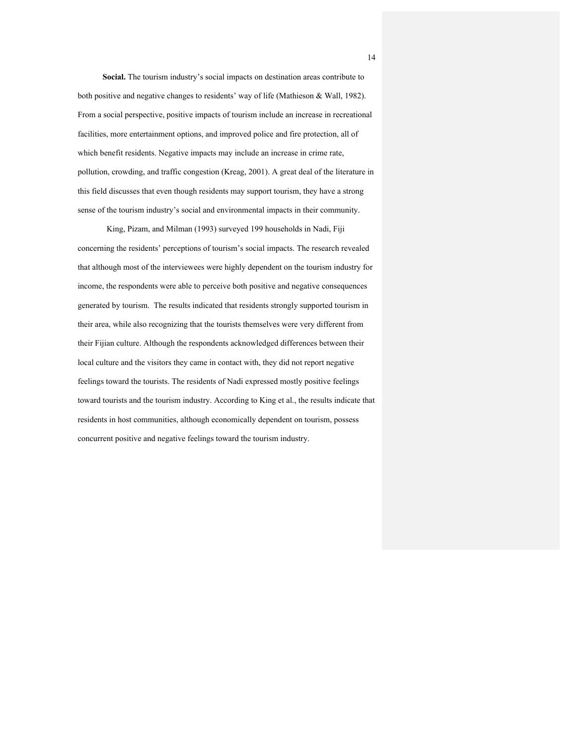**Social.** The tourism industry's social impacts on destination areas contribute to both positive and negative changes to residents' way of life (Mathieson & Wall, 1982). From a social perspective, positive impacts of tourism include an increase in recreational facilities, more entertainment options, and improved police and fire protection, all of which benefit residents. Negative impacts may include an increase in crime rate, pollution, crowding, and traffic congestion (Kreag, 2001). A great deal of the literature in this field discusses that even though residents may support tourism, they have a strong sense of the tourism industry's social and environmental impacts in their community.

King, Pizam, and Milman (1993) surveyed 199 households in Nadi, Fiji concerning the residents' perceptions of tourism's social impacts. The research revealed that although most of the interviewees were highly dependent on the tourism industry for income, the respondents were able to perceive both positive and negative consequences generated by tourism. The results indicated that residents strongly supported tourism in their area, while also recognizing that the tourists themselves were very different from their Fijian culture. Although the respondents acknowledged differences between their local culture and the visitors they came in contact with, they did not report negative feelings toward the tourists. The residents of Nadi expressed mostly positive feelings toward tourists and the tourism industry. According to King et al., the results indicate that residents in host communities, although economically dependent on tourism, possess concurrent positive and negative feelings toward the tourism industry.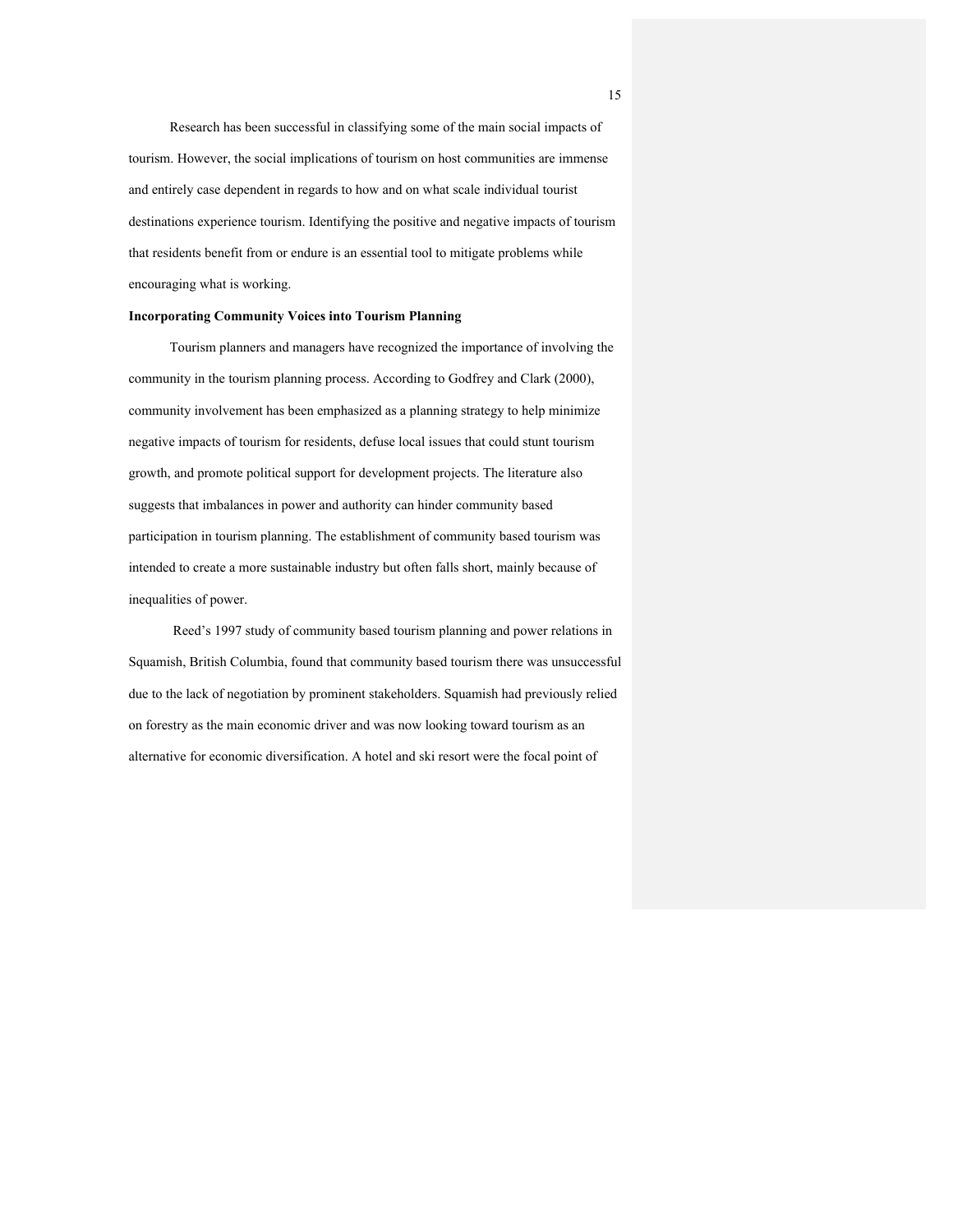Research has been successful in classifying some of the main social impacts of tourism. However, the social implications of tourism on host communities are immense and entirely case dependent in regards to how and on what scale individual tourist destinations experience tourism. Identifying the positive and negative impacts of tourism that residents benefit from or endure is an essential tool to mitigate problems while encouraging what is working.

**Incorporating Community Voices into Tourism Planning**

Tourism planners and managers have recognized the importance of involving the community in the tourism planning process. According to Godfrey and Clark (2000), community involvement has been emphasized as a planning strategy to help minimize negative impacts of tourism for residents, defuse local issues that could stunt tourism growth, and promote political support for development projects. The literature also suggests that imbalances in power and authority can hinder community based participation in tourism planning. The establishment of community based tourism was intended to create a more sustainable industry but often falls short, mainly because of inequalities of power.

Reed's 1997 study of community based tourism planning and power relations in Squamish, British Columbia, found that community based tourism there was unsuccessful due to the lack of negotiation by prominent stakeholders. Squamish had previously relied on forestry as the main economic driver and was now looking toward tourism as an alternative for economic diversification. A hotel and ski resort were the focal point of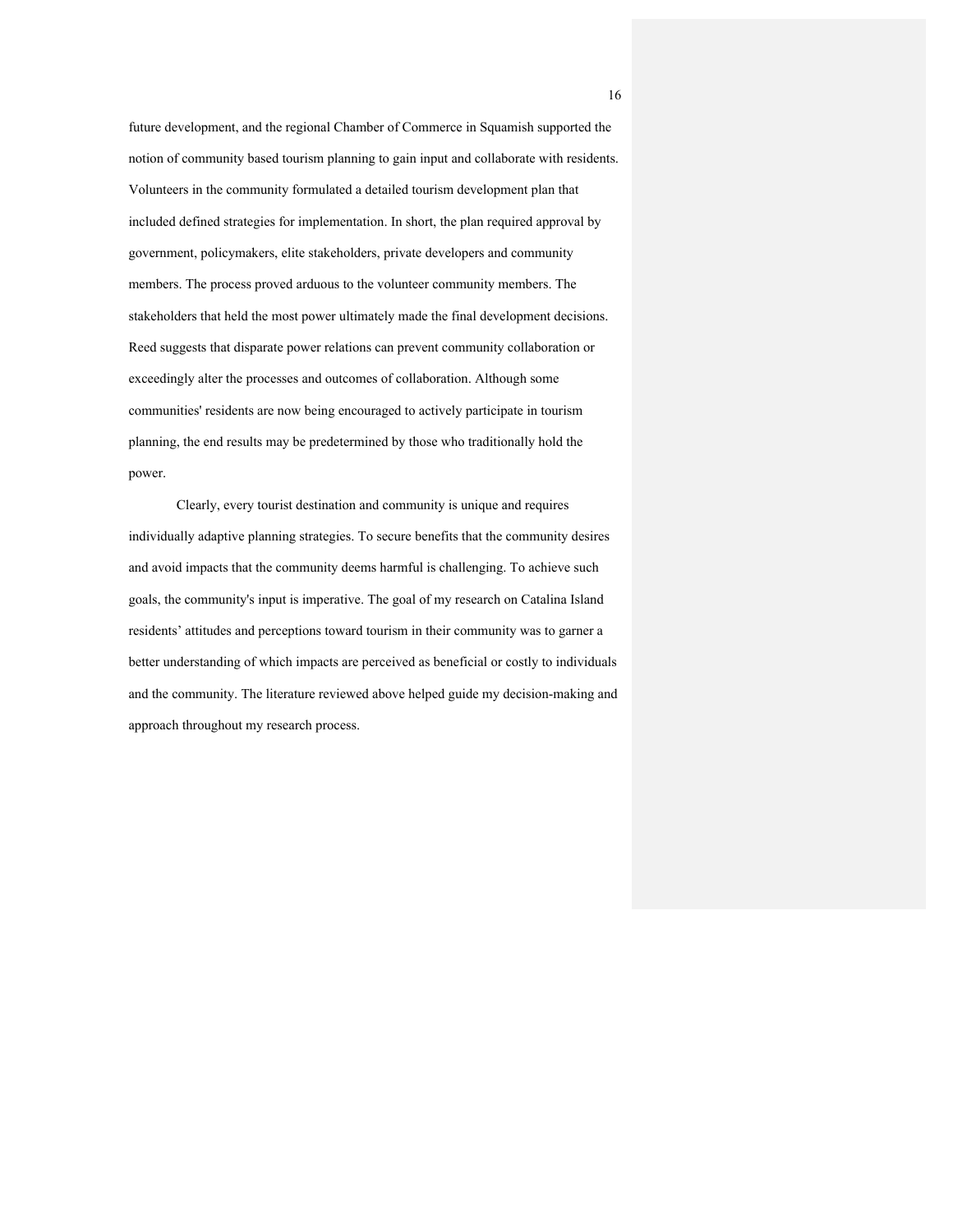future development, and the regional Chamber of Commerce in Squamish supported the notion of community based tourism planning to gain input and collaborate with residents. Volunteers in the community formulated a detailed tourism development plan that included defined strategies for implementation. In short, the plan required approval by government, policymakers, elite stakeholders, private developers and community members. The process proved arduous to the volunteer community members. The stakeholders that held the most power ultimately made the final development decisions. Reed suggests that disparate power relations can prevent community collaboration or exceedingly alter the processes and outcomes of collaboration. Although some communities' residents are now being encouraged to actively participate in tourism planning, the end results may be predetermined by those who traditionally hold the power.

Clearly, every tourist destination and community is unique and requires individually adaptive planning strategies. To secure benefits that the community desires and avoid impacts that the community deems harmful is challenging. To achieve such goals, the community's input is imperative. The goal of my research on Catalina Island residents' attitudes and perceptions toward tourism in their community was to garner a better understanding of which impacts are perceived as beneficial or costly to individuals and the community. The literature reviewed above helped guide my decision-making and approach throughout my research process.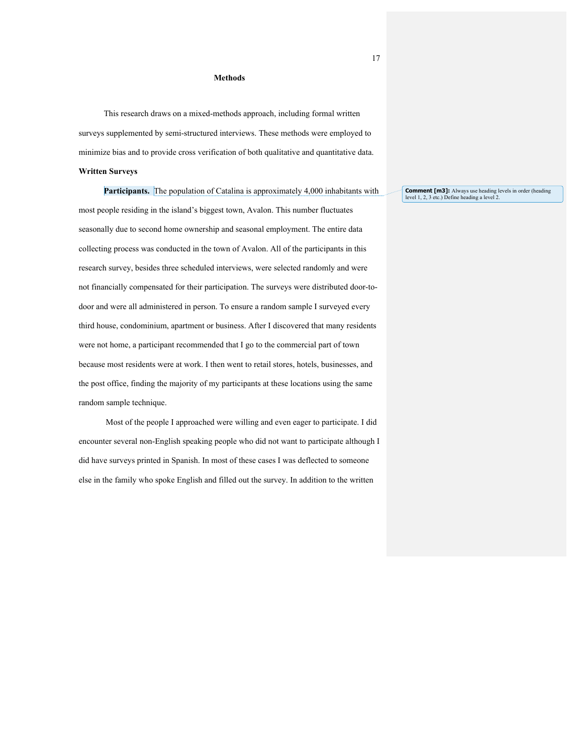# Methods

This research draws on a mixed-methods approach, including formal written surveys supplemented by semi-structured interviews. These methods were employed to minimize bias and to provide cross verification of both qualitative and quantitative data.

## Written Surveys

**Participants.** The population of Catalina is approximately 4,000 inhabitants with most people residing in the island's biggest town, Avalon. This number fluctuates seasonally due to second home ownership and seasonal employment. The entire data collecting process was conducted in the town of Avalon. All of the participants in this research survey, besides three scheduled interviews, were selected randomly and were not financially compensated for their participation. The surveys were distributed door-to-door and were all administered in person. To ensure a random sample I surveyed every third house, condominium, apartment or business. After I discovered that many residents were not home, a participant recommended that I go to the commercial part of town because most residents were at work. I then went to retail stores, hotels, businesses, and the post office, finding the majority of my participants at these locations using the same random sample technique.

Most of the people I approached were willing and even eager to participate. I did encounter several non-English speaking people who did not want to participate although I did have surveys printed in Spanish. In most of these cases I was deflected to someone else in the family who spoke English and filled out the survey. In addition to the written

**Comment [m3]:** Always use heading levels in order (heading level 1, 2, 3 etc.) Define heading a level 2.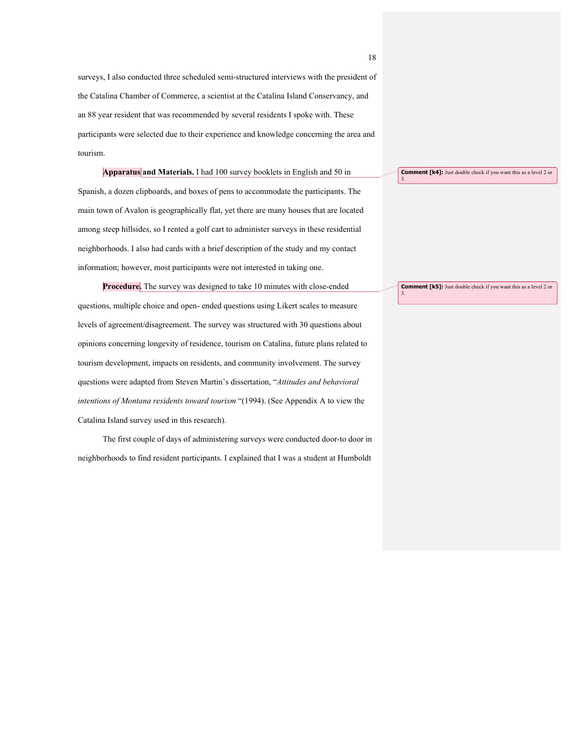surveys, I also conducted three scheduled semi-structured interviews with the president of the Catalina Chamber of Commerce, a scientist at the Catalina Island Conservancy, and an 88 year resident that was recommended by several residents I spoke with. These participants were selected due to their experience and knowledge concerning the area and tourism.

**Apparatus and Materials.** I had 100 survey booklets in English and 50 in Spanish, a dozen clipboards, and boxes of pens to accommodate the participants. The main town of Avalon is geographically flat, yet there are many houses that are located among steep hillsides, so I rented a golf cart to administer surveys in these residential neighborhoods. I also had cards with a brief description of the study and my contact information; however, most participants were not interested in taking one.

**Procedure.** The survey was designed to take 10 minutes with close-ended questions, multiple choice and open- ended questions using Likert scales to measure levels of agreement/disagreement. The survey was structured with 30 questions about opinions concerning longevity of residence, tourism on Catalina, future plans related to tourism development, impacts on residents, and community involvement. The survey questions were adapted from Steven Martin's dissertation, "*Attitudes and behavioral intentions of Montana residents toward tourism* "(1994). (See Appendix A to view the Catalina Island survey used in this research).

The first couple of days of administering surveys were conducted door-to door in neighborhoods to find resident participants. I explained that I was a student at Humboldt

Comment [k4]: Just double check if you want this as a level 2 or 3.

Comment [k5]: Just double check if you want this as a level 2 or 3.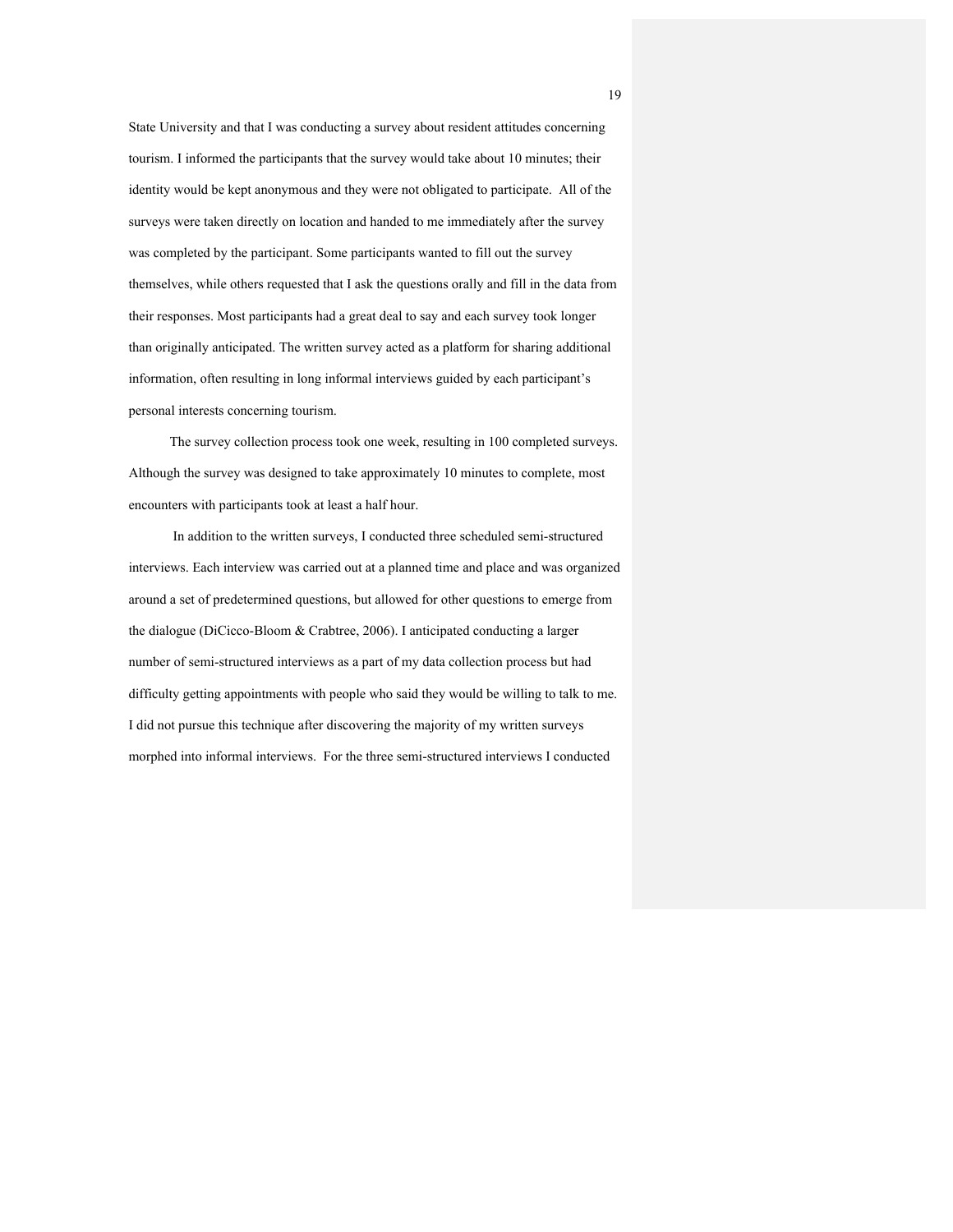State University and that I was conducting a survey about resident attitudes concerning tourism. I informed the participants that the survey would take about 10 minutes; their identity would be kept anonymous and they were not obligated to participate. All of the surveys were taken directly on location and handed to me immediately after the survey was completed by the participant. Some participants wanted to fill out the survey themselves, while others requested that I ask the questions orally and fill in the data from their responses. Most participants had a great deal to say and each survey took longer than originally anticipated. The written survey acted as a platform for sharing additional information, often resulting in long informal interviews guided by each participant's personal interests concerning tourism.

The survey collection process took one week, resulting in 100 completed surveys. Although the survey was designed to take approximately 10 minutes to complete, most encounters with participants took at least a half hour.

In addition to the written surveys, I conducted three scheduled semi-structured interviews. Each interview was carried out at a planned time and place and was organized around a set of predetermined questions, but allowed for other questions to emerge from the dialogue (DiCicco-Bloom & Crabtree, 2006). I anticipated conducting a larger number of semi-structured interviews as a part of my data collection process but had difficulty getting appointments with people who said they would be willing to talk to me. I did not pursue this technique after discovering the majority of my written surveys morphed into informal interviews. For the three semi-structured interviews I conducted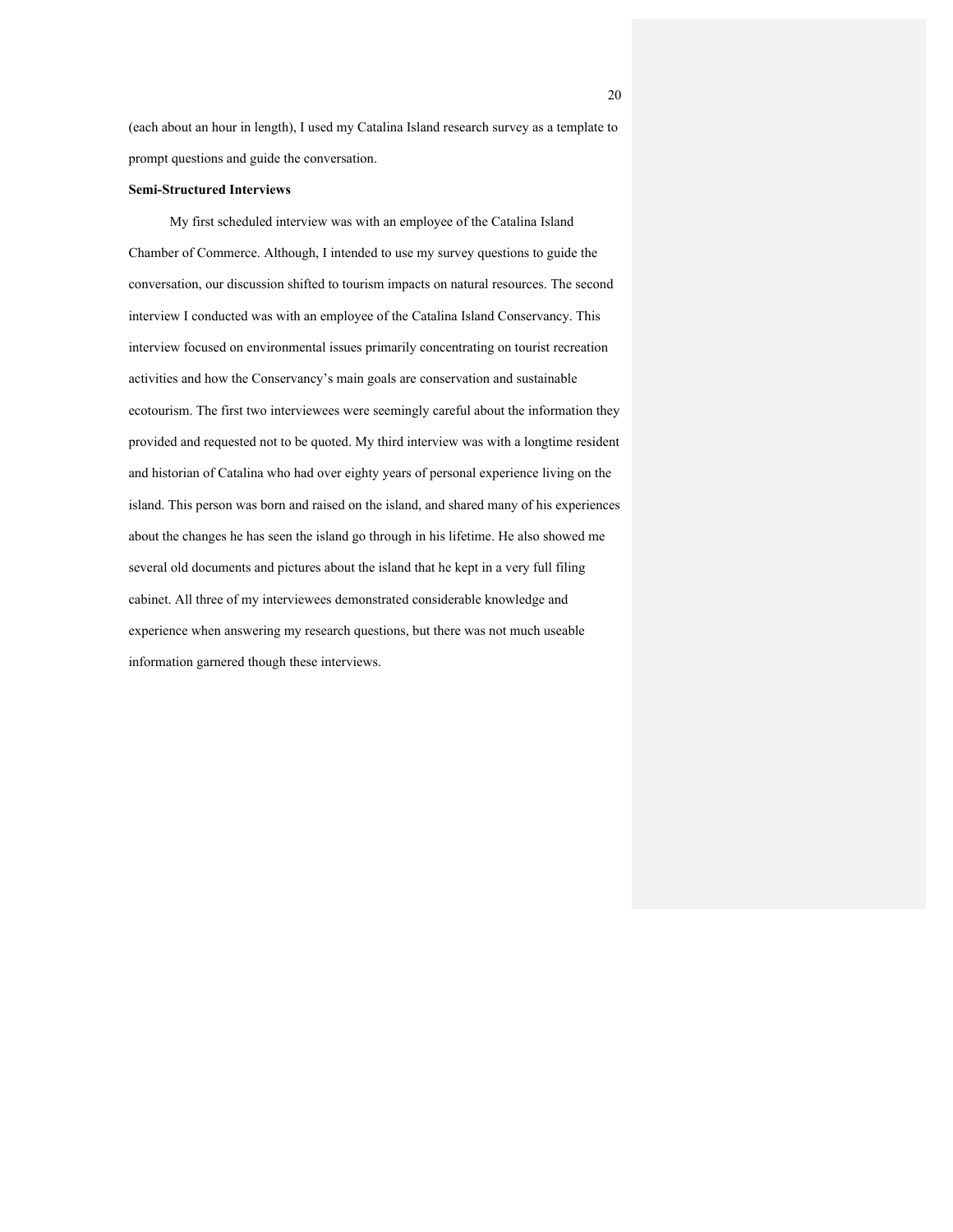(each about an hour in length), I used my Catalina Island research survey as a template to prompt questions and guide the conversation.

**Semi-Structured Interviews**

My first scheduled interview was with an employee of the Catalina Island Chamber of Commerce. Although, I intended to use my survey questions to guide the conversation, our discussion shifted to tourism impacts on natural resources. The second interview I conducted was with an employee of the Catalina Island Conservancy. This interview focused on environmental issues primarily concentrating on tourist recreation activities and how the Conservancy's main goals are conservation and sustainable ecotourism. The first two interviewees were seemingly careful about the information they provided and requested not to be quoted. My third interview was with a longtime resident and historian of Catalina who had over eighty years of personal experience living on the island. This person was born and raised on the island, and shared many of his experiences about the changes he has seen the island go through in his lifetime. He also showed me several old documents and pictures about the island that he kept in a very full filing cabinet. All three of my interviewees demonstrated considerable knowledge and experience when answering my research questions, but there was not much useable information garnered though these interviews.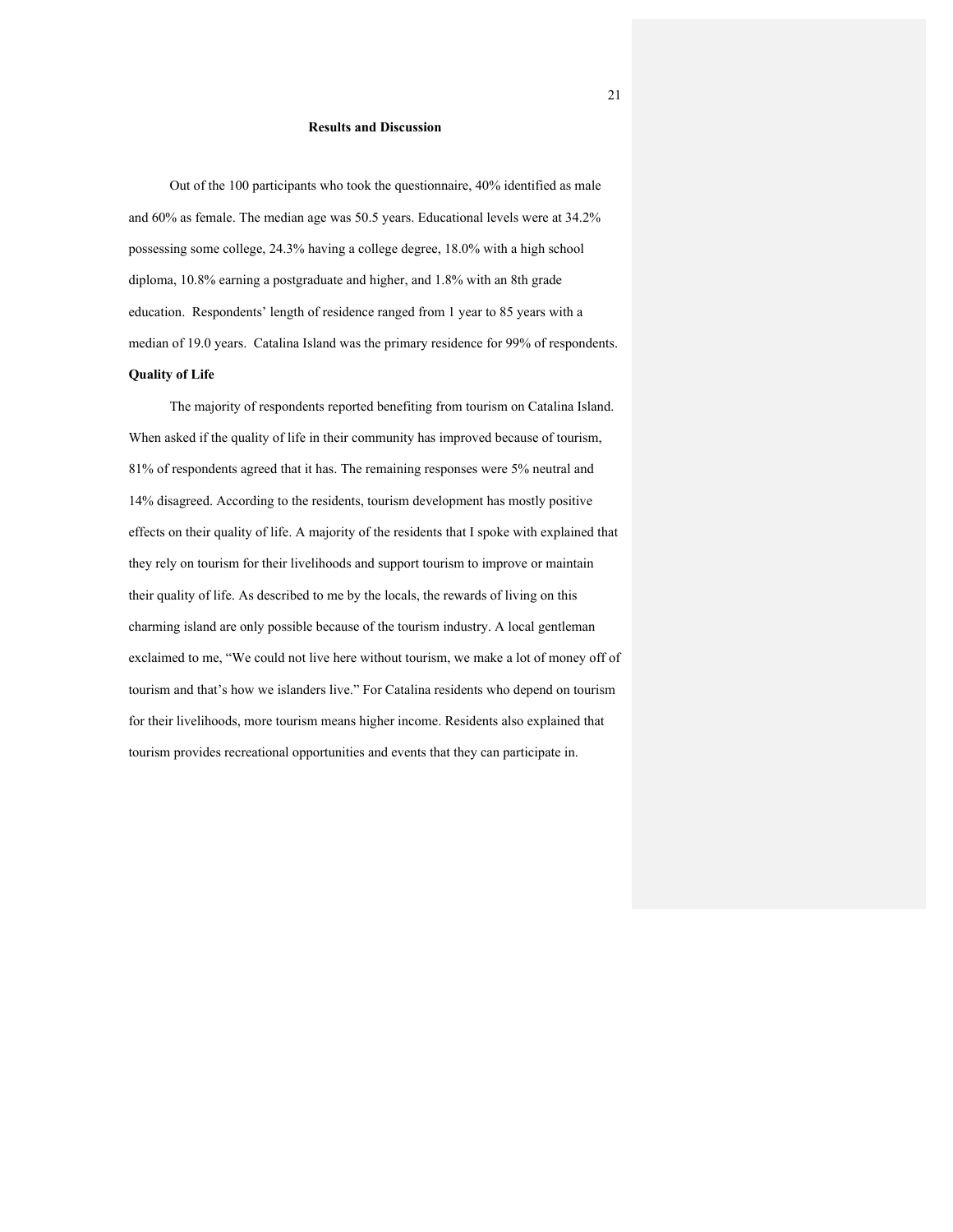## Results and Discussion

Out of the 100 participants who took the questionnaire, 40% identified as male and 60% as female. The median age was 50.5 years. Educational levels were at 34.2% possessing some college, 24.3% having a college degree, 18.0% with a high school diploma, 10.8% earning a postgraduate and higher, and 1.8% with an 8th grade education. Respondents' length of residence ranged from 1 year to 85 years with a median of 19.0 years. Catalina Island was the primary residence for 99% of respondents.

### Quality of Life

The majority of respondents reported benefiting from tourism on Catalina Island. When asked if the quality of life in their community has improved because of tourism, 81% of respondents agreed that it has. The remaining responses were 5% neutral and 14% disagreed. According to the residents, tourism development has mostly positive effects on their quality of life. A majority of the residents that I spoke with explained that they rely on tourism for their livelihoods and support tourism to improve or maintain their quality of life. As described to me by the locals, the rewards of living on this charming island are only possible because of the tourism industry. A local gentleman exclaimed to me, "We could not live here without tourism, we make a lot of money off of tourism and that's how we islanders live." For Catalina residents who depend on tourism for their livelihoods, more tourism means higher income. Residents also explained that tourism provides recreational opportunities and events that they can participate in.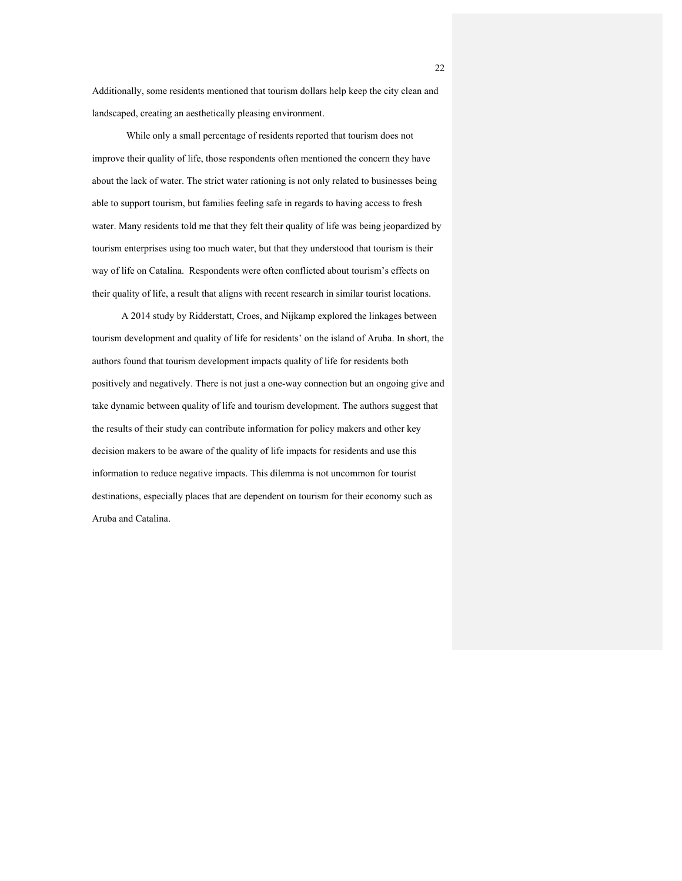Additionally, some residents mentioned that tourism dollars help keep the city clean and landscaped, creating an aesthetically pleasing environment.

While only a small percentage of residents reported that tourism does not improve their quality of life, those respondents often mentioned the concern they have about the lack of water. The strict water rationing is not only related to businesses being able to support tourism, but families feeling safe in regards to having access to fresh water. Many residents told me that they felt their quality of life was being jeopardized by tourism enterprises using too much water, but that they understood that tourism is their way of life on Catalina. Respondents were often conflicted about tourism's effects on their quality of life, a result that aligns with recent research in similar tourist locations.

A 2014 study by Ridderstatt, Croes, and Nijkamp explored the linkages between tourism development and quality of life for residents' on the island of Aruba. In short, the authors found that tourism development impacts quality of life for residents both positively and negatively. There is not just a one-way connection but an ongoing give and take dynamic between quality of life and tourism development. The authors suggest that the results of their study can contribute information for policy makers and other key decision makers to be aware of the quality of life impacts for residents and use this information to reduce negative impacts. This dilemma is not uncommon for tourist destinations, especially places that are dependent on tourism for their economy such as Aruba and Catalina.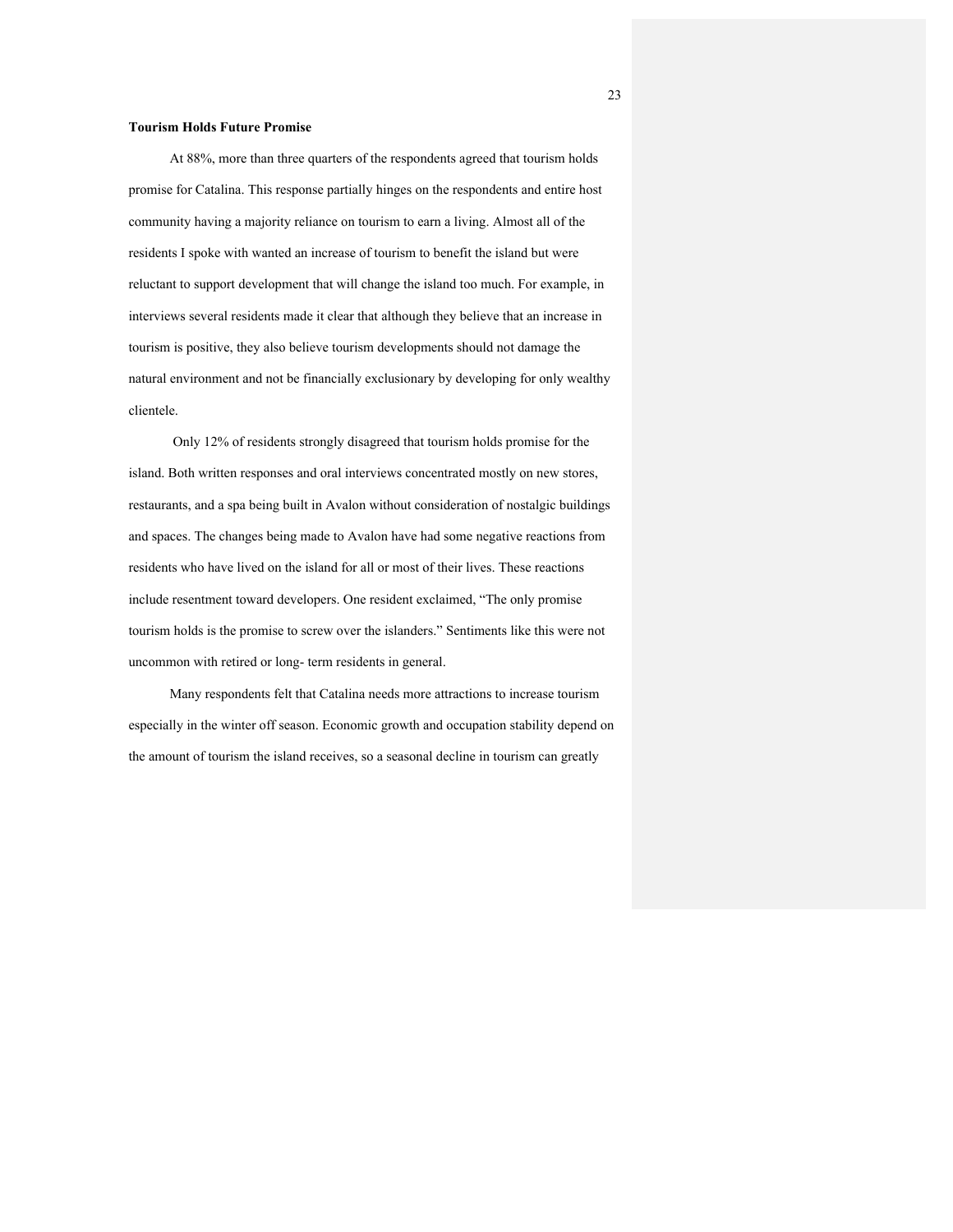**Tourism Holds Future Promise**

At 88%, more than three quarters of the respondents agreed that tourism holds promise for Catalina. This response partially hinges on the respondents and entire host community having a majority reliance on tourism to earn a living. Almost all of the residents I spoke with wanted an increase of tourism to benefit the island but were reluctant to support development that will change the island too much. For example, in interviews several residents made it clear that although they believe that an increase in tourism is positive, they also believe tourism developments should not damage the natural environment and not be financially exclusionary by developing for only wealthy clientele.

Only 12% of residents strongly disagreed that tourism holds promise for the island. Both written responses and oral interviews concentrated mostly on new stores, restaurants, and a spa being built in Avalon without consideration of nostalgic buildings and spaces. The changes being made to Avalon have had some negative reactions from residents who have lived on the island for all or most of their lives. These reactions include resentment toward developers. One resident exclaimed, "The only promise tourism holds is the promise to screw over the islanders." Sentiments like this were not uncommon with retired or long- term residents in general.

Many respondents felt that Catalina needs more attractions to increase tourism especially in the winter off season. Economic growth and occupation stability depend on the amount of tourism the island receives, so a seasonal decline in tourism can greatly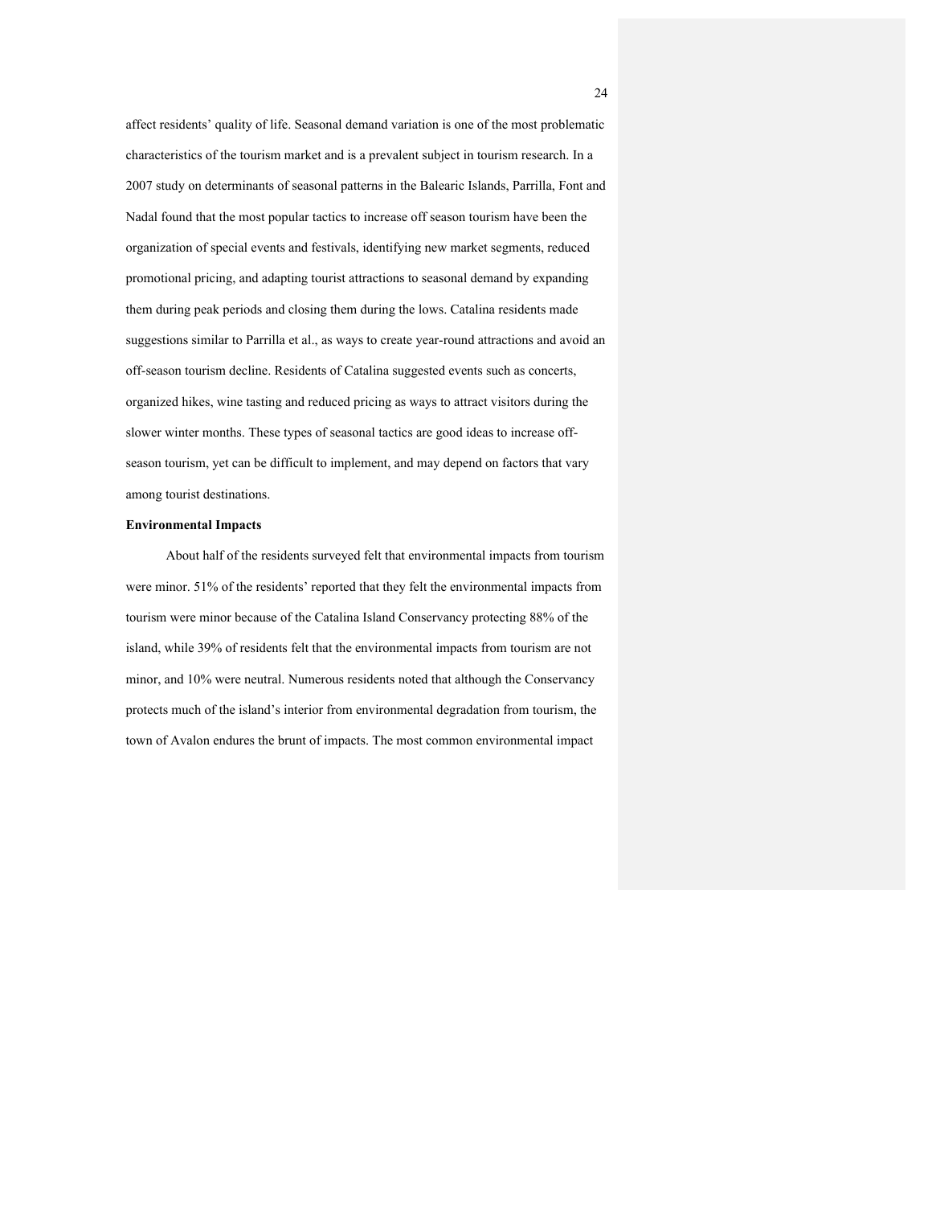affect residents' quality of life. Seasonal demand variation is one of the most problematic characteristics of the tourism market and is a prevalent subject in tourism research. In a 2007 study on determinants of seasonal patterns in the Balearic Islands, Parrilla, Font and Nadal found that the most popular tactics to increase off season tourism have been the organization of special events and festivals, identifying new market segments, reduced promotional pricing, and adapting tourist attractions to seasonal demand by expanding them during peak periods and closing them during the lows. Catalina residents made suggestions similar to Parrilla et al., as ways to create year-round attractions and avoid an off-season tourism decline. Residents of Catalina suggested events such as concerts, organized hikes, wine tasting and reduced pricing as ways to attract visitors during the slower winter months. These types of seasonal tactics are good ideas to increase off-season tourism, yet can be difficult to implement, and may depend on factors that vary among tourist destinations.

**Environmental Impacts**

About half of the residents surveyed felt that environmental impacts from tourism were minor. 51% of the residents' reported that they felt the environmental impacts from tourism were minor because of the Catalina Island Conservancy protecting 88% of the island, while 39% of residents felt that the environmental impacts from tourism are not minor, and 10% were neutral. Numerous residents noted that although the Conservancy protects much of the island's interior from environmental degradation from tourism, the town of Avalon endures the brunt of impacts. The most common environmental impact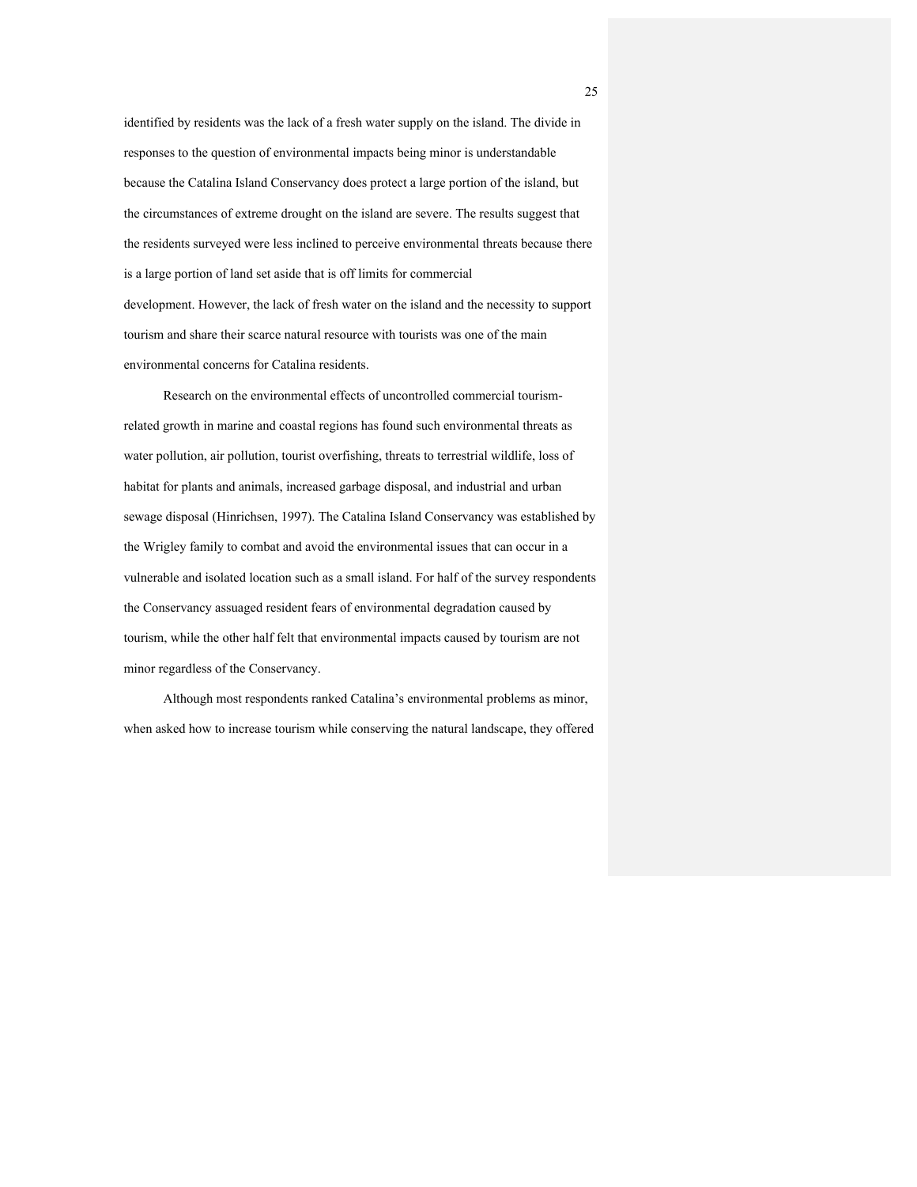identified by residents was the lack of a fresh water supply on the island. The divide in responses to the question of environmental impacts being minor is understandable because the Catalina Island Conservancy does protect a large portion of the island, but the circumstances of extreme drought on the island are severe. The results suggest that the residents surveyed were less inclined to perceive environmental threats because there is a large portion of land set aside that is off limits for commercial development. However, the lack of fresh water on the island and the necessity to support tourism and share their scarce natural resource with tourists was one of the main environmental concerns for Catalina residents.

Research on the environmental effects of uncontrolled commercial tourism-related growth in marine and coastal regions has found such environmental threats as water pollution, air pollution, tourist overfishing, threats to terrestrial wildlife, loss of habitat for plants and animals, increased garbage disposal, and industrial and urban sewage disposal (Hinrichsen, 1997). The Catalina Island Conservancy was established by the Wrigley family to combat and avoid the environmental issues that can occur in a vulnerable and isolated location such as a small island. For half of the survey respondents the Conservancy assuaged resident fears of environmental degradation caused by tourism, while the other half felt that environmental impacts caused by tourism are not minor regardless of the Conservancy.

Although most respondents ranked Catalina's environmental problems as minor, when asked how to increase tourism while conserving the natural landscape, they offered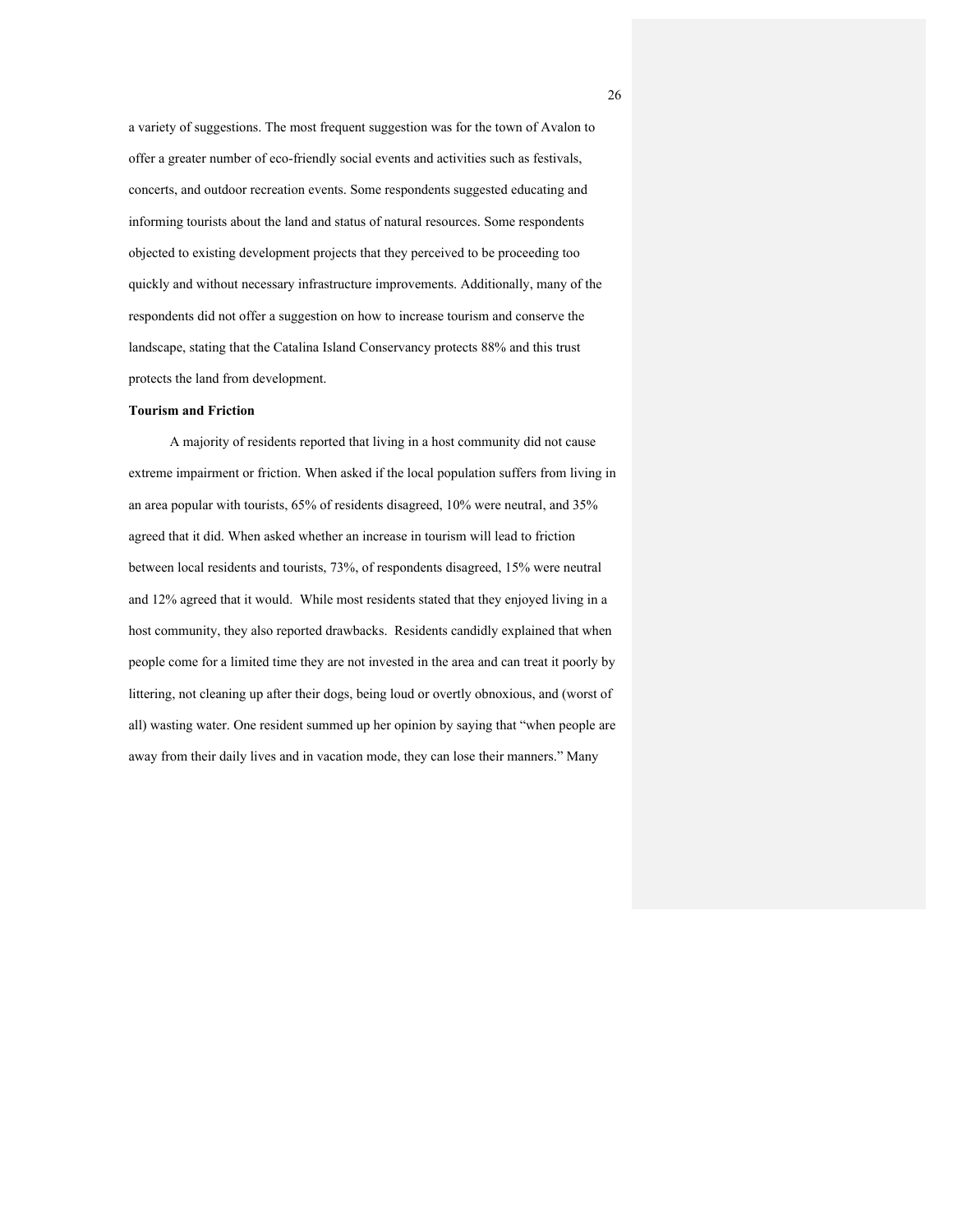a variety of suggestions. The most frequent suggestion was for the town of Avalon to offer a greater number of eco-friendly social events and activities such as festivals, concerts, and outdoor recreation events. Some respondents suggested educating and informing tourists about the land and status of natural resources. Some respondents objected to existing development projects that they perceived to be proceeding too quickly and without necessary infrastructure improvements. Additionally, many of the respondents did not offer a suggestion on how to increase tourism and conserve the landscape, stating that the Catalina Island Conservancy protects 88% and this trust protects the land from development.

**Tourism and Friction**

A majority of residents reported that living in a host community did not cause extreme impairment or friction. When asked if the local population suffers from living in an area popular with tourists, 65% of residents disagreed, 10% were neutral, and 35% agreed that it did. When asked whether an increase in tourism will lead to friction between local residents and tourists, 73%, of respondents disagreed, 15% were neutral and 12% agreed that it would.  While most residents stated that they enjoyed living in a host community, they also reported drawbacks.  Residents candidly explained that when people come for a limited time they are not invested in the area and can treat it poorly by littering, not cleaning up after their dogs, being loud or overtly obnoxious, and (worst of all) wasting water. One resident summed up her opinion by saying that "when people are away from their daily lives and in vacation mode, they can lose their manners." Many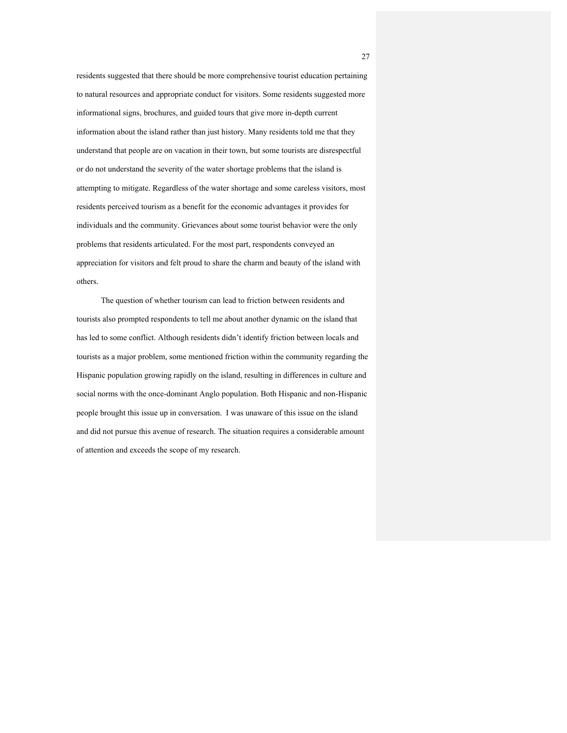residents suggested that there should be more comprehensive tourist education pertaining to natural resources and appropriate conduct for visitors. Some residents suggested more informational signs, brochures, and guided tours that give more in-depth current information about the island rather than just history. Many residents told me that they understand that people are on vacation in their town, but some tourists are disrespectful or do not understand the severity of the water shortage problems that the island is attempting to mitigate. Regardless of the water shortage and some careless visitors, most residents perceived tourism as a benefit for the economic advantages it provides for individuals and the community. Grievances about some tourist behavior were the only problems that residents articulated. For the most part, respondents conveyed an appreciation for visitors and felt proud to share the charm and beauty of the island with others.

The question of whether tourism can lead to friction between residents and tourists also prompted respondents to tell me about another dynamic on the island that has led to some conflict. Although residents didn't identify friction between locals and tourists as a major problem, some mentioned friction within the community regarding the Hispanic population growing rapidly on the island, resulting in differences in culture and social norms with the once-dominant Anglo population. Both Hispanic and non-Hispanic people brought this issue up in conversation. I was unaware of this issue on the island and did not pursue this avenue of research. The situation requires a considerable amount of attention and exceeds the scope of my research.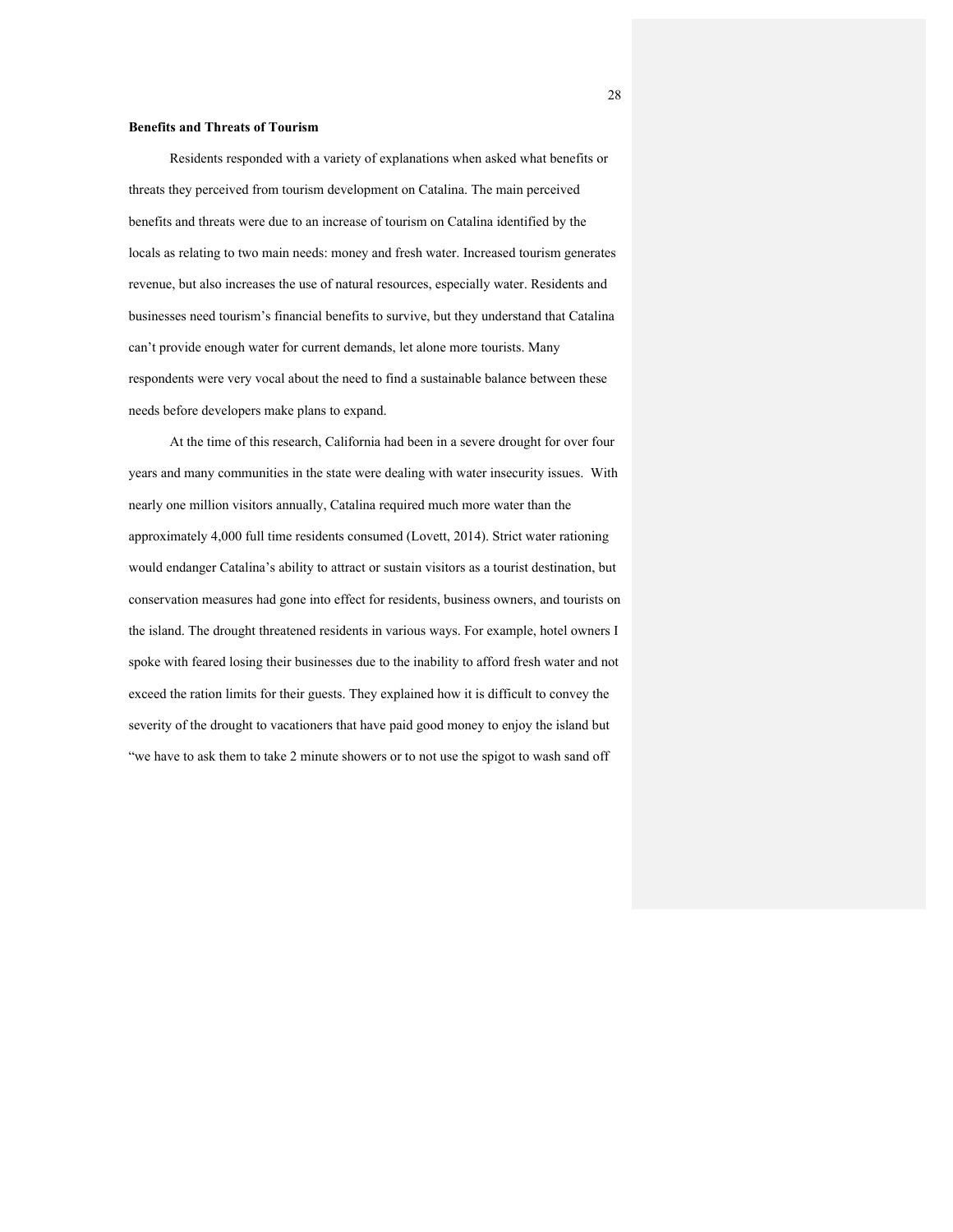**Benefits and Threats of Tourism**

Residents responded with a variety of explanations when asked what benefits or threats they perceived from tourism development on Catalina. The main perceived benefits and threats were due to an increase of tourism on Catalina identified by the locals as relating to two main needs: money and fresh water. Increased tourism generates revenue, but also increases the use of natural resources, especially water. Residents and businesses need tourism's financial benefits to survive, but they understand that Catalina can't provide enough water for current demands, let alone more tourists. Many respondents were very vocal about the need to find a sustainable balance between these needs before developers make plans to expand.

At the time of this research, California had been in a severe drought for over four years and many communities in the state were dealing with water insecurity issues. With nearly one million visitors annually, Catalina required much more water than the approximately 4,000 full time residents consumed (Lovett, 2014). Strict water rationing would endanger Catalina's ability to attract or sustain visitors as a tourist destination, but conservation measures had gone into effect for residents, business owners, and tourists on the island. The drought threatened residents in various ways. For example, hotel owners I spoke with feared losing their businesses due to the inability to afford fresh water and not exceed the ration limits for their guests. They explained how it is difficult to convey the severity of the drought to vacationers that have paid good money to enjoy the island but "we have to ask them to take 2 minute showers or to not use the spigot to wash sand off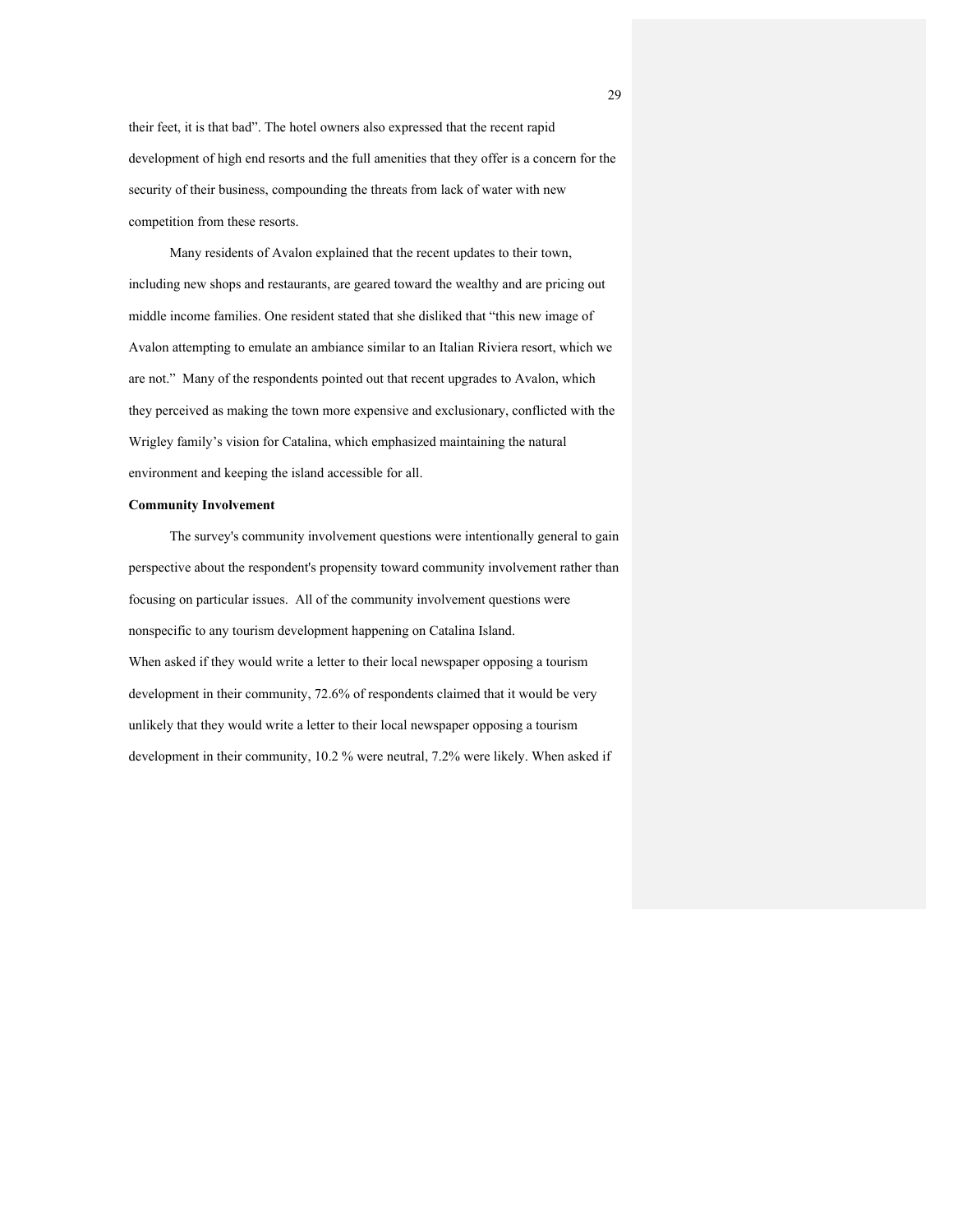their feet, it is that bad". The hotel owners also expressed that the recent rapid development of high end resorts and the full amenities that they offer is a concern for the security of their business, compounding the threats from lack of water with new competition from these resorts.

Many residents of Avalon explained that the recent updates to their town, including new shops and restaurants, are geared toward the wealthy and are pricing out middle income families. One resident stated that she disliked that "this new image of Avalon attempting to emulate an ambiance similar to an Italian Riviera resort, which we are not." Many of the respondents pointed out that recent upgrades to Avalon, which they perceived as making the town more expensive and exclusionary, conflicted with the Wrigley family's vision for Catalina, which emphasized maintaining the natural environment and keeping the island accessible for all.

**Community Involvement**

The survey's community involvement questions were intentionally general to gain perspective about the respondent's propensity toward community involvement rather than focusing on particular issues. All of the community involvement questions were nonspecific to any tourism development happening on Catalina Island.

When asked if they would write a letter to their local newspaper opposing a tourism development in their community, 72.6% of respondents claimed that it would be very unlikely that they would write a letter to their local newspaper opposing a tourism development in their community, 10.2 % were neutral, 7.2% were likely. When asked if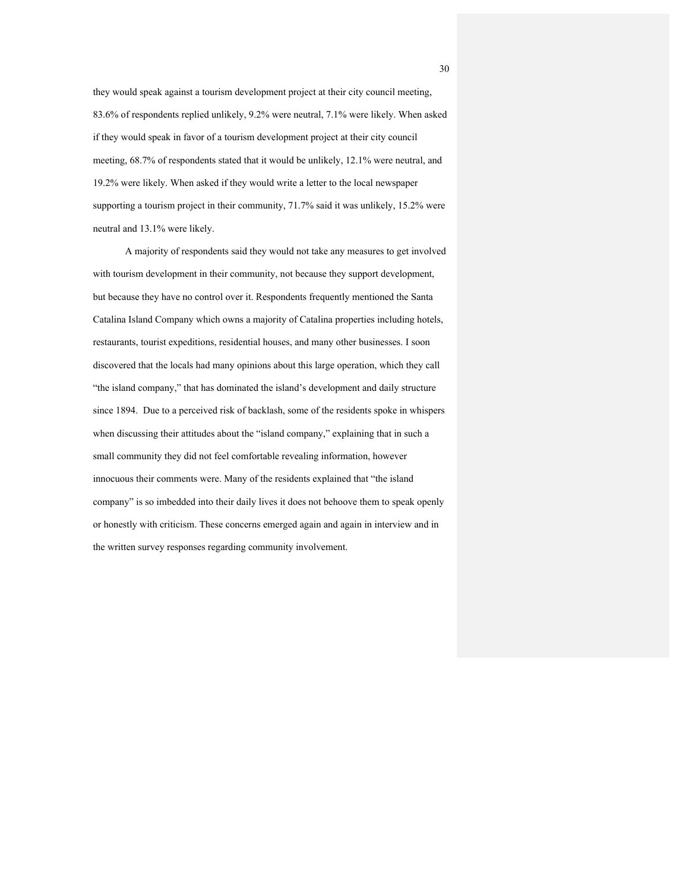they would speak against a tourism development project at their city council meeting, 83.6% of respondents replied unlikely, 9.2% were neutral, 7.1% were likely. When asked if they would speak in favor of a tourism development project at their city council meeting, 68.7% of respondents stated that it would be unlikely, 12.1% were neutral, and 19.2% were likely. When asked if they would write a letter to the local newspaper supporting a tourism project in their community, 71.7% said it was unlikely, 15.2% were neutral and 13.1% were likely.

A majority of respondents said they would not take any measures to get involved with tourism development in their community, not because they support development, but because they have no control over it. Respondents frequently mentioned the Santa Catalina Island Company which owns a majority of Catalina properties including hotels, restaurants, tourist expeditions, residential houses, and many other businesses. I soon discovered that the locals had many opinions about this large operation, which they call "the island company," that has dominated the island's development and daily structure since 1894. Due to a perceived risk of backlash, some of the residents spoke in whispers when discussing their attitudes about the "island company," explaining that in such a small community they did not feel comfortable revealing information, however innocuous their comments were. Many of the residents explained that "the island company" is so imbedded into their daily lives it does not behoove them to speak openly or honestly with criticism. These concerns emerged again and again in interview and in the written survey responses regarding community involvement.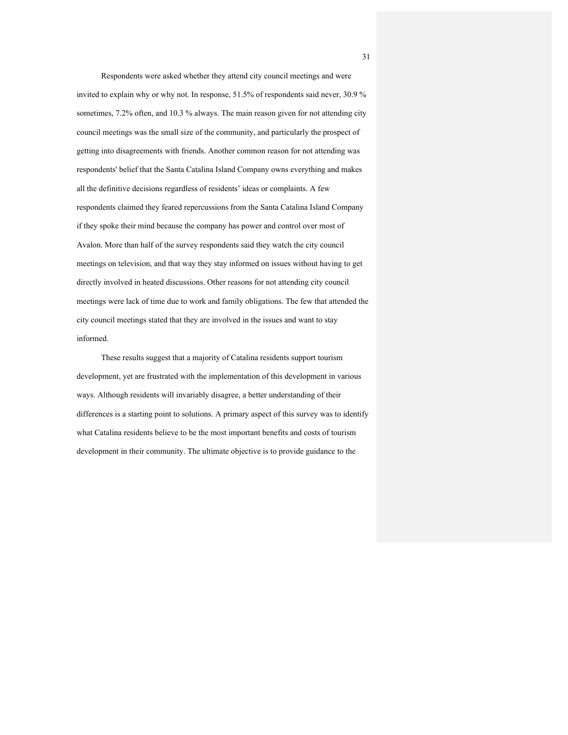Respondents were asked whether they attend city council meetings and were invited to explain why or why not. In response, 51.5% of respondents said never, 30.9 % sometimes, 7.2% often, and 10.3 % always. The main reason given for not attending city council meetings was the small size of the community, and particularly the prospect of getting into disagreements with friends. Another common reason for not attending was respondents' belief that the Santa Catalina Island Company owns everything and makes all the definitive decisions regardless of residents' ideas or complaints. A few respondents claimed they feared repercussions from the Santa Catalina Island Company if they spoke their mind because the company has power and control over most of Avalon. More than half of the survey respondents said they watch the city council meetings on television, and that way they stay informed on issues without having to get directly involved in heated discussions. Other reasons for not attending city council meetings were lack of time due to work and family obligations. The few that attended the city council meetings stated that they are involved in the issues and want to stay informed.

These results suggest that a majority of Catalina residents support tourism development, yet are frustrated with the implementation of this development in various ways. Although residents will invariably disagree, a better understanding of their differences is a starting point to solutions. A primary aspect of this survey was to identify what Catalina residents believe to be the most important benefits and costs of tourism development in their community. The ultimate objective is to provide guidance to the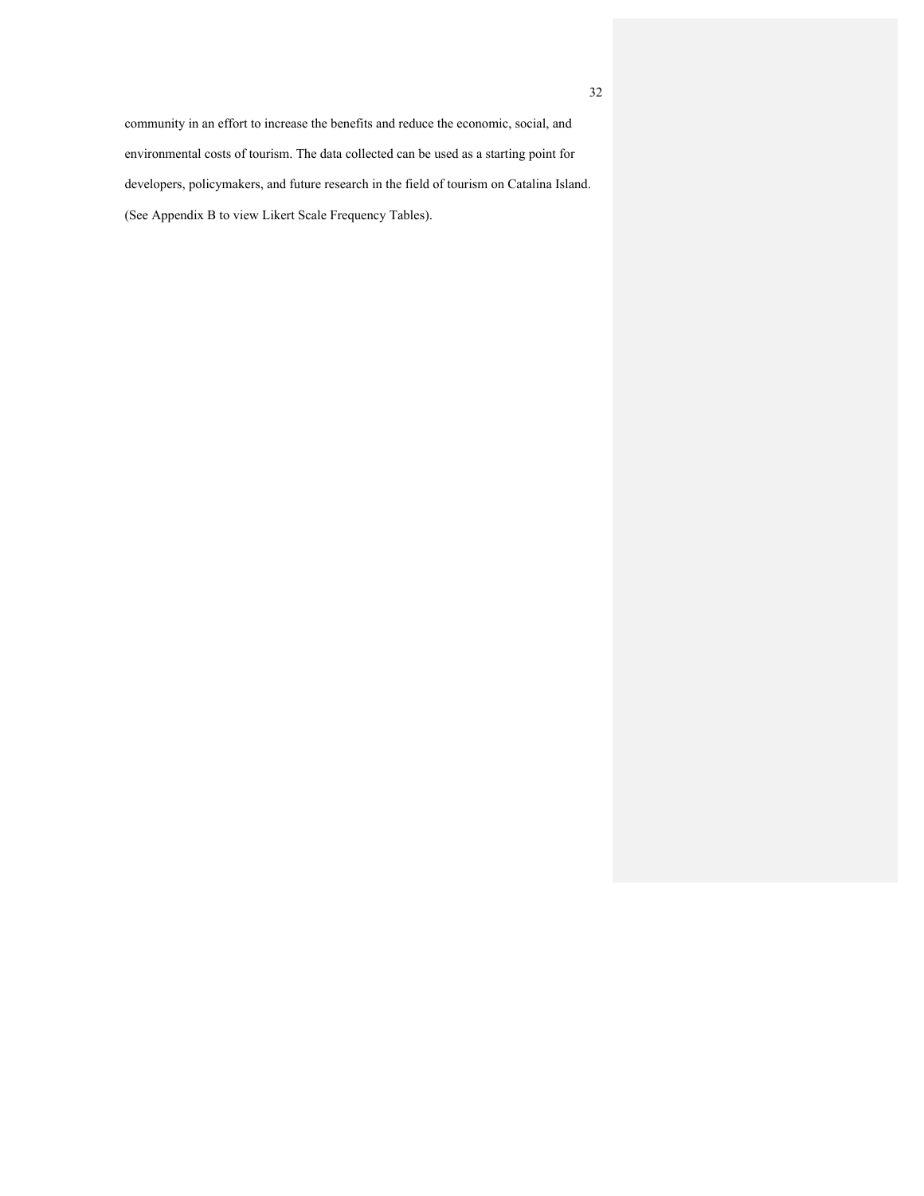community in an effort to increase the benefits and reduce the economic, social, and environmental costs of tourism. The data collected can be used as a starting point for developers, policymakers, and future research in the field of tourism on Catalina Island. (See Appendix B to view Likert Scale Frequency Tables).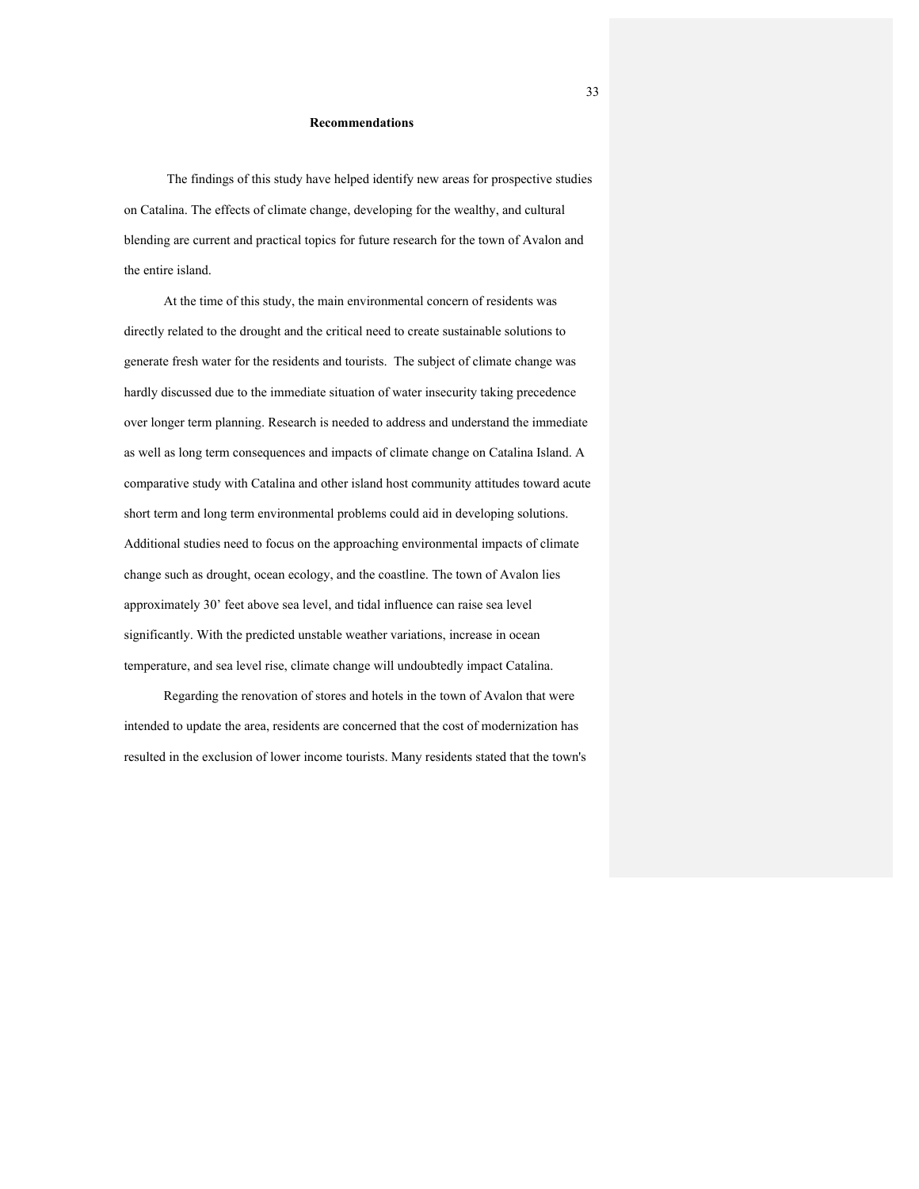## Recommendations

The findings of this study have helped identify new areas for prospective studies on Catalina. The effects of climate change, developing for the wealthy, and cultural blending are current and practical topics for future research for the town of Avalon and the entire island.

At the time of this study, the main environmental concern of residents was directly related to the drought and the critical need to create sustainable solutions to generate fresh water for the residents and tourists. The subject of climate change was hardly discussed due to the immediate situation of water insecurity taking precedence over longer term planning. Research is needed to address and understand the immediate as well as long term consequences and impacts of climate change on Catalina Island. A comparative study with Catalina and other island host community attitudes toward acute short term and long term environmental problems could aid in developing solutions. Additional studies need to focus on the approaching environmental impacts of climate change such as drought, ocean ecology, and the coastline. The town of Avalon lies approximately 30' feet above sea level, and tidal influence can raise sea level significantly. With the predicted unstable weather variations, increase in ocean temperature, and sea level rise, climate change will undoubtedly impact Catalina.

Regarding the renovation of stores and hotels in the town of Avalon that were intended to update the area, residents are concerned that the cost of modernization has resulted in the exclusion of lower income tourists. Many residents stated that the town's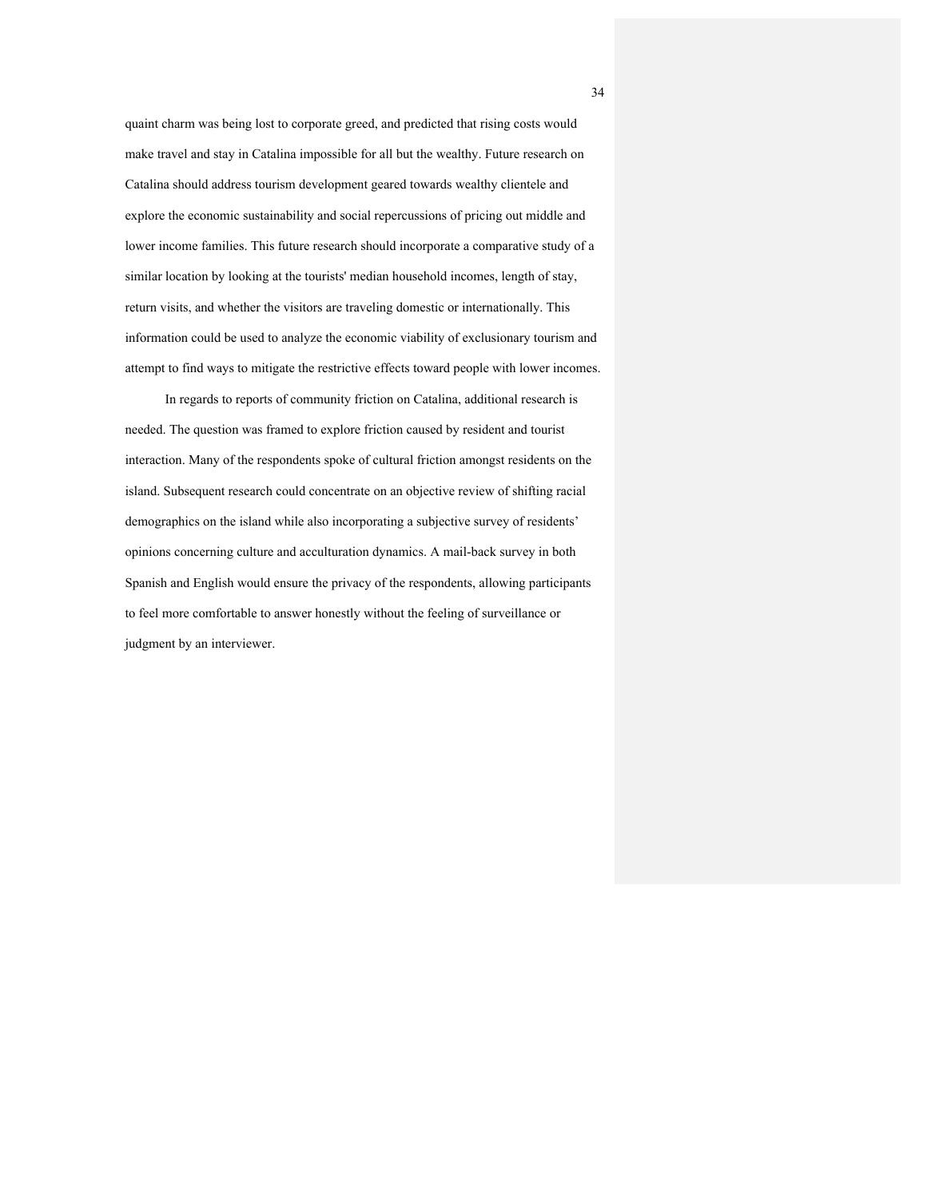quaint charm was being lost to corporate greed, and predicted that rising costs would make travel and stay in Catalina impossible for all but the wealthy. Future research on Catalina should address tourism development geared towards wealthy clientele and explore the economic sustainability and social repercussions of pricing out middle and lower income families. This future research should incorporate a comparative study of a similar location by looking at the tourists' median household incomes, length of stay, return visits, and whether the visitors are traveling domestic or internationally. This information could be used to analyze the economic viability of exclusionary tourism and attempt to find ways to mitigate the restrictive effects toward people with lower incomes.

In regards to reports of community friction on Catalina, additional research is needed. The question was framed to explore friction caused by resident and tourist interaction. Many of the respondents spoke of cultural friction amongst residents on the island. Subsequent research could concentrate on an objective review of shifting racial demographics on the island while also incorporating a subjective survey of residents' opinions concerning culture and acculturation dynamics. A mail-back survey in both Spanish and English would ensure the privacy of the respondents, allowing participants to feel more comfortable to answer honestly without the feeling of surveillance or judgment by an interviewer.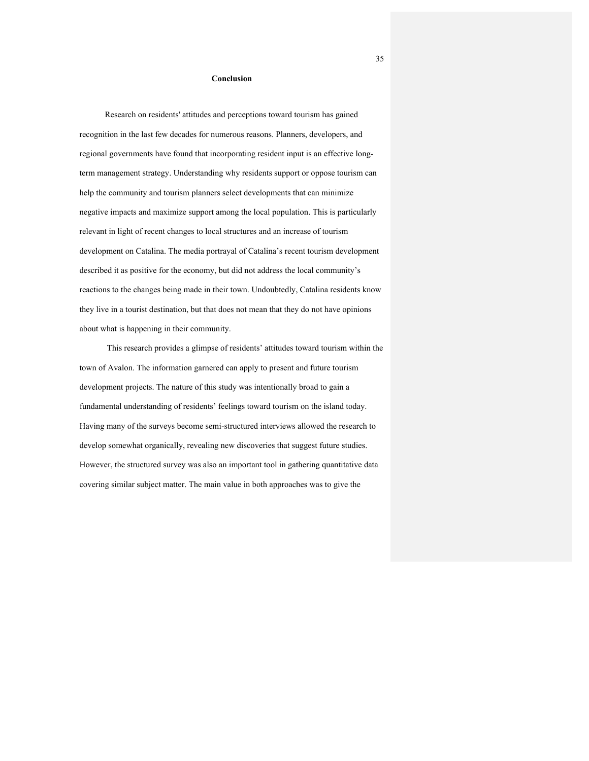# Conclusion

Research on residents' attitudes and perceptions toward tourism has gained recognition in the last few decades for numerous reasons. Planners, developers, and regional governments have found that incorporating resident input is an effective long-term management strategy. Understanding why residents support or oppose tourism can help the community and tourism planners select developments that can minimize negative impacts and maximize support among the local population. This is particularly relevant in light of recent changes to local structures and an increase of tourism development on Catalina. The media portrayal of Catalina's recent tourism development described it as positive for the economy, but did not address the local community's reactions to the changes being made in their town. Undoubtedly, Catalina residents know they live in a tourist destination, but that does not mean that they do not have opinions about what is happening in their community.

This research provides a glimpse of residents' attitudes toward tourism within the town of Avalon. The information garnered can apply to present and future tourism development projects. The nature of this study was intentionally broad to gain a fundamental understanding of residents' feelings toward tourism on the island today. Having many of the surveys become semi-structured interviews allowed the research to develop somewhat organically, revealing new discoveries that suggest future studies. However, the structured survey was also an important tool in gathering quantitative data covering similar subject matter. The main value in both approaches was to give the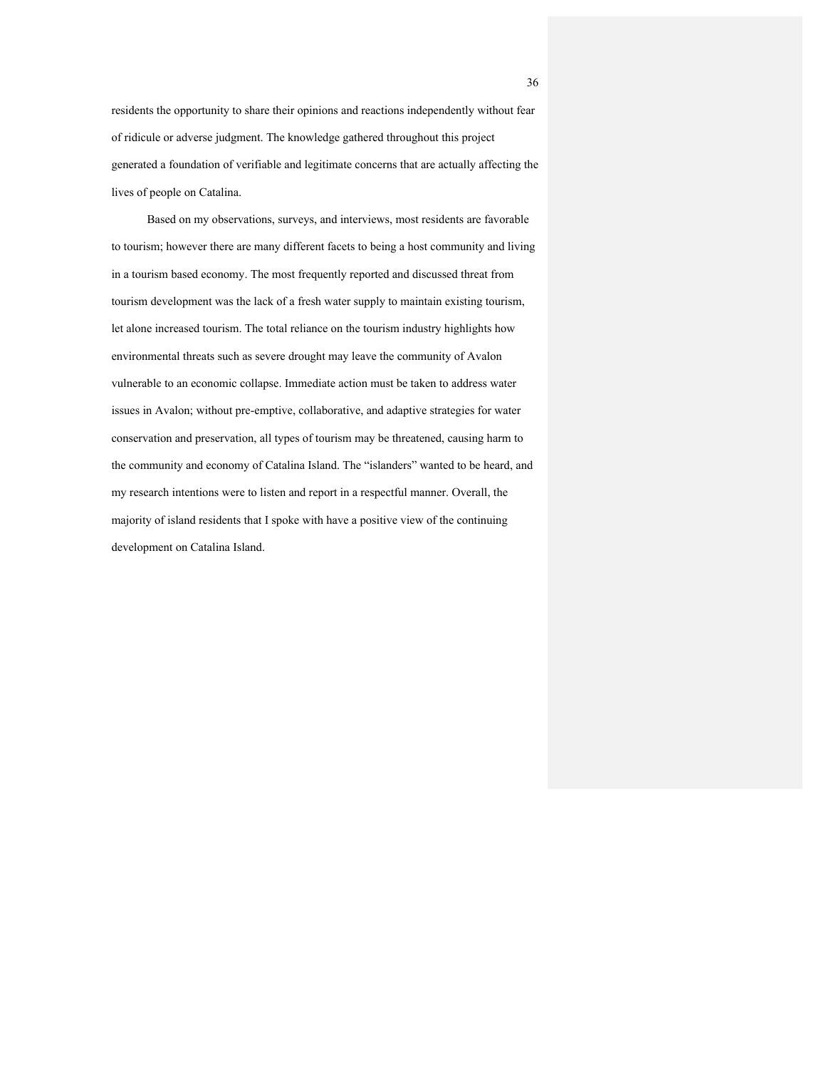residents the opportunity to share their opinions and reactions independently without fear of ridicule or adverse judgment. The knowledge gathered throughout this project generated a foundation of verifiable and legitimate concerns that are actually affecting the lives of people on Catalina.

Based on my observations, surveys, and interviews, most residents are favorable to tourism; however there are many different facets to being a host community and living in a tourism based economy. The most frequently reported and discussed threat from tourism development was the lack of a fresh water supply to maintain existing tourism, let alone increased tourism. The total reliance on the tourism industry highlights how environmental threats such as severe drought may leave the community of Avalon vulnerable to an economic collapse. Immediate action must be taken to address water issues in Avalon; without pre-emptive, collaborative, and adaptive strategies for water conservation and preservation, all types of tourism may be threatened, causing harm to the community and economy of Catalina Island. The "islanders" wanted to be heard, and my research intentions were to listen and report in a respectful manner. Overall, the majority of island residents that I spoke with have a positive view of the continuing development on Catalina Island.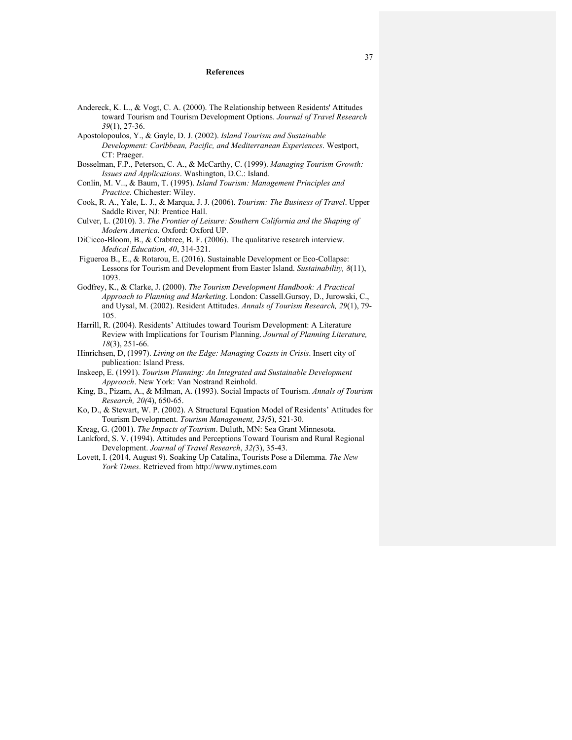# References

Andereck, K. L., & Vogt, C. A. (2000). The Relationship between Residents' Attitudes toward Tourism and Tourism Development Options. *Journal of Travel Research 39*(1), 27-36.

Apostolopoulos, Y., & Gayle, D. J. (2002). *Island Tourism and Sustainable Development: Caribbean, Pacific, and Mediterranean Experiences*. Westport, CT: Praeger.

Bosselman, F.P., Peterson, C. A., & McCarthy, C. (1999). *Managing Tourism Growth: Issues and Applications*. Washington, D.C.: Island.

Conlin, M. V.., & Baum, T. (1995). *Island Tourism: Management Principles and Practice*. Chichester: Wiley.

Cook, R. A., Yale, L. J., & Marqua, J. J. (2006). *Tourism: The Business of Travel*. Upper Saddle River, NJ: Prentice Hall.

Culver, L. (2010). 3. *The Frontier of Leisure: Southern California and the Shaping of Modern America*. Oxford: Oxford UP.

DiCicco-Bloom, B., & Crabtree, B. F. (2006). The qualitative research interview. *Medical Education, 40*, 314-321.

Figueroa B., E., & Rotarou, E. (2016). Sustainable Development or Eco-Collapse: Lessons for Tourism and Development from Easter Island. *Sustainability, 8*(11), 1093.

Godfrey, K., & Clarke, J. (2000). *The Tourism Development Handbook: A Practical Approach to Planning and Marketing*. London: Cassell.Gursoy, D., Jurowski, C., and Uysal, M. (2002). Resident Attitudes. *Annals of Tourism Research, 29*(1), 79-105.

Harrill, R. (2004). Residents' Attitudes toward Tourism Development: A Literature Review with Implications for Tourism Planning. *Journal of Planning Literature, 18*(3), 251-66.

Hinrichsen, D, (1997). *Living on the Edge: Managing Coasts in Crisis*. Insert city of publication: Island Press.

Inskeep, E. (1991). *Tourism Planning: An Integrated and Sustainable Development Approach*. New York: Van Nostrand Reinhold.

King, B., Pizam, A., & Milman, A. (1993). Social Impacts of Tourism. *Annals of Tourism Research, 20(*4), 650-65.

Ko, D., & Stewart, W. P. (2002). A Structural Equation Model of Residents' Attitudes for Tourism Development. *Tourism Management, 23(*5), 521-30.

Kreag, G. (2001). *The Impacts of Tourism*. Duluth, MN: Sea Grant Minnesota.

Lankford, S. V. (1994). Attitudes and Perceptions Toward Tourism and Rural Regional Development. *Journal of Travel Research*, *32(*3), 35-43.

Lovett, I. (2014, August 9). Soaking Up Catalina, Tourists Pose a Dilemma. *The New York Times*. Retrieved from http://www.nytimes.com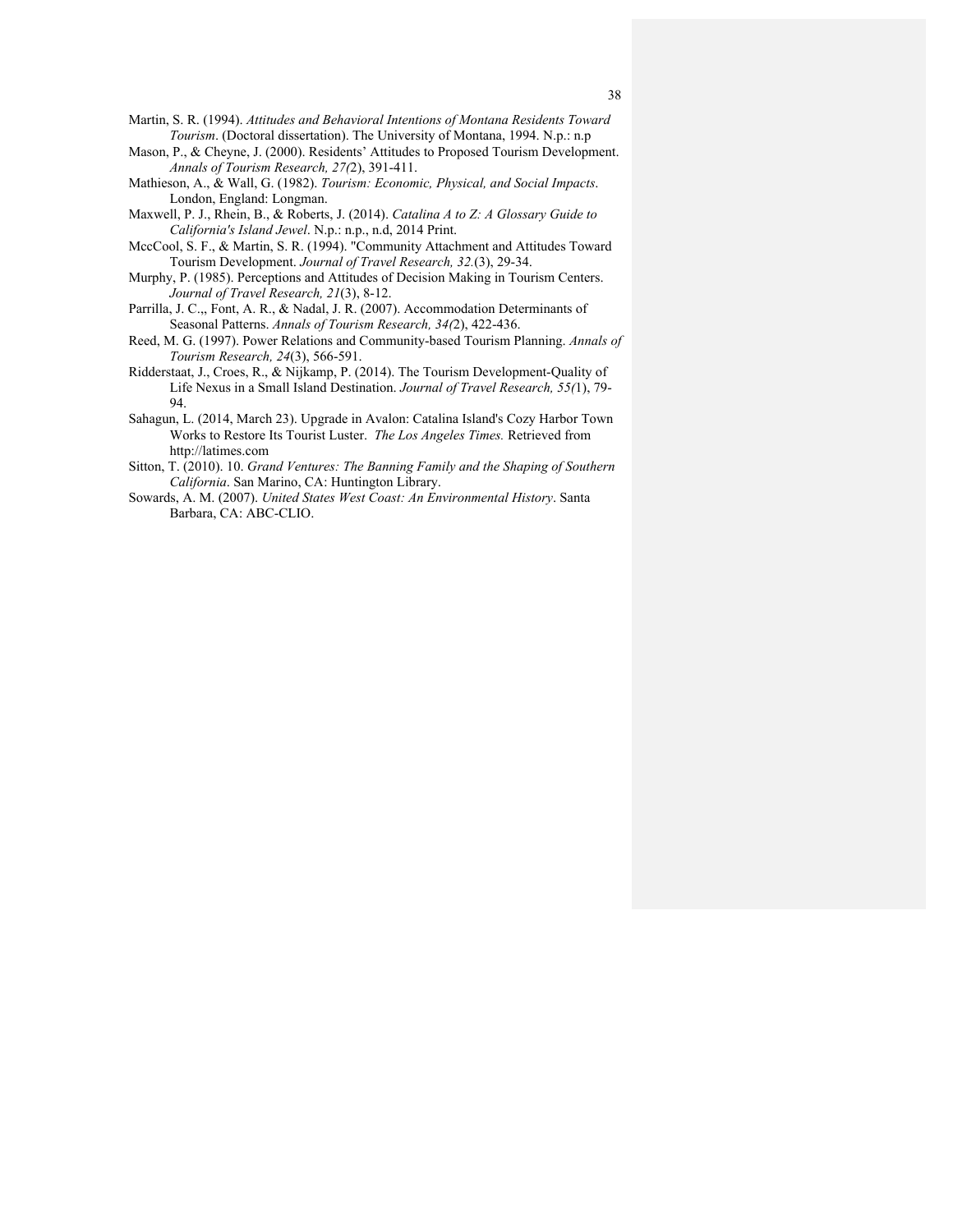Martin, S. R. (1994). *Attitudes and Behavioral Intentions of Montana Residents Toward Tourism*. (Doctoral dissertation). The University of Montana, 1994. N.p.: n.p

Mason, P., & Cheyne, J. (2000). Residents' Attitudes to Proposed Tourism Development. *Annals of Tourism Research, 27(*2), 391-411.

Mathieson, A., & Wall, G. (1982). *Tourism: Economic, Physical, and Social Impacts*. London, England: Longman.

Maxwell, P. J., Rhein, B., & Roberts, J. (2014). *Catalina A to Z: A Glossary Guide to California's Island Jewel*. N.p.: n.p., n.d, 2014 Print.

MccCool, S. F., & Martin, S. R. (1994). "Community Attachment and Attitudes Toward Tourism Development. *Journal of Travel Research, 32.*(3), 29-34.

Murphy, P. (1985). Perceptions and Attitudes of Decision Making in Tourism Centers. *Journal of Travel Research, 21*(3), 8-12.

Parrilla, J. C.,, Font, A. R., & Nadal, J. R. (2007). Accommodation Determinants of Seasonal Patterns. *Annals of Tourism Research, 34(*2), 422-436.

Reed, M. G. (1997). Power Relations and Community-based Tourism Planning. *Annals of Tourism Research, 24*(3), 566-591.

Ridderstaat, J., Croes, R., & Nijkamp, P. (2014). The Tourism Development-Quality of Life Nexus in a Small Island Destination. *Journal of Travel Research, 55(*1), 79-94.

Sahagun, L. (2014, March 23). Upgrade in Avalon: Catalina Island's Cozy Harbor Town Works to Restore Its Tourist Luster. *The Los Angeles Times.* Retrieved from http://latimes.com

Sitton, T. (2010). 10. *Grand Ventures: The Banning Family and the Shaping of Southern California*. San Marino, CA: Huntington Library.

Sowards, A. M. (2007). *United States West Coast: An Environmental History*. Santa Barbara, CA: ABC-CLIO.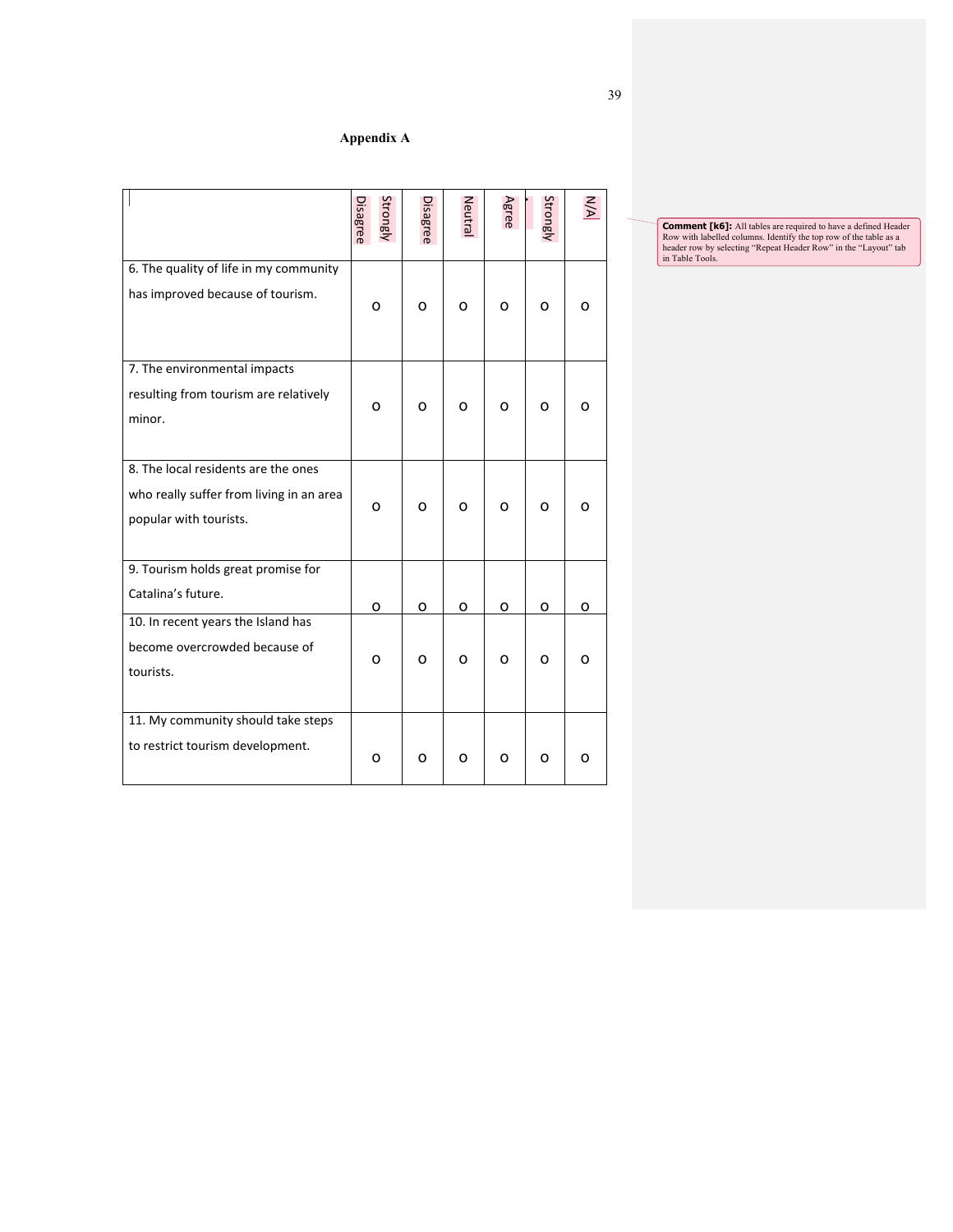## Appendix A

| | Strongly Disagree | Disagree | Neutral | Agree | Strongly | N/A |
|---|---|---|---|---|---|---|
| 6. The quality of life in my community has improved because of tourism. | o | o | o | o | o | o |
| 7. The environmental impacts resulting from tourism are relatively minor. | o | o | o | o | o | o |
| 8. The local residents are the ones who really suffer from living in an area popular with tourists. | o | o | o | o | o | o |
| 9. Tourism holds great promise for Catalina's future. | o | o | o | o | o | o |
| 10. In recent years the Island has become overcrowded because of tourists. | o | o | o | o | o | o |
| 11. My community should take steps to restrict tourism development. | o | o | o | o | o | o |

**Comment [k6]:** All tables are required to have a defined Header Row with labelled columns. Identify the top row of the table as a header row by selecting "Repeat Header Row" in the "Layout" tab in Table Tools.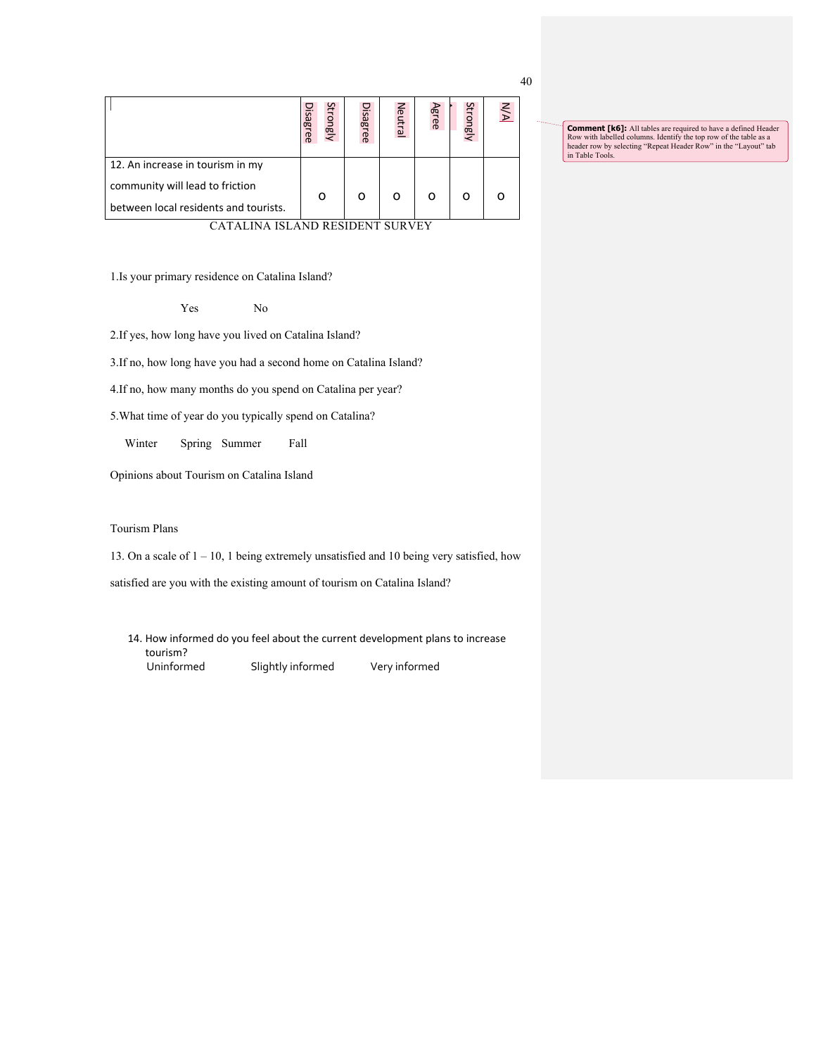| | Strongly Disagree | Disagree | Neutral | Agree | Strongly | N/A |
|---|---|---|---|---|---|---|
| 12. An increase in tourism in my community will lead to friction between local residents and tourists. | o | o | o | o | o | o |

CATALINA ISLAND RESIDENT SURVEY

1.Is your primary residence on Catalina Island?

Yes No

2.If yes, how long have you lived on Catalina Island?

3.If no, how long have you had a second home on Catalina Island?

4.If no, how many months do you spend on Catalina per year?

5.What time of year do you typically spend on Catalina?

Winter Spring Summer Fall

Opinions about Tourism on Catalina Island

Tourism Plans

13. On a scale of 1 – 10, 1 being extremely unsatisfied and 10 being very satisfied, how satisfied are you with the existing amount of tourism on Catalina Island?

14. How informed do you feel about the current development plans to increase tourism?

Uninformed Slightly informed Very informed

Comment [k6]: All tables are required to have a defined Header Row with labelled columns. Identify the top row of the table as a header row by selecting "Repeat Header Row" in the "Layout" tab in Table Tools.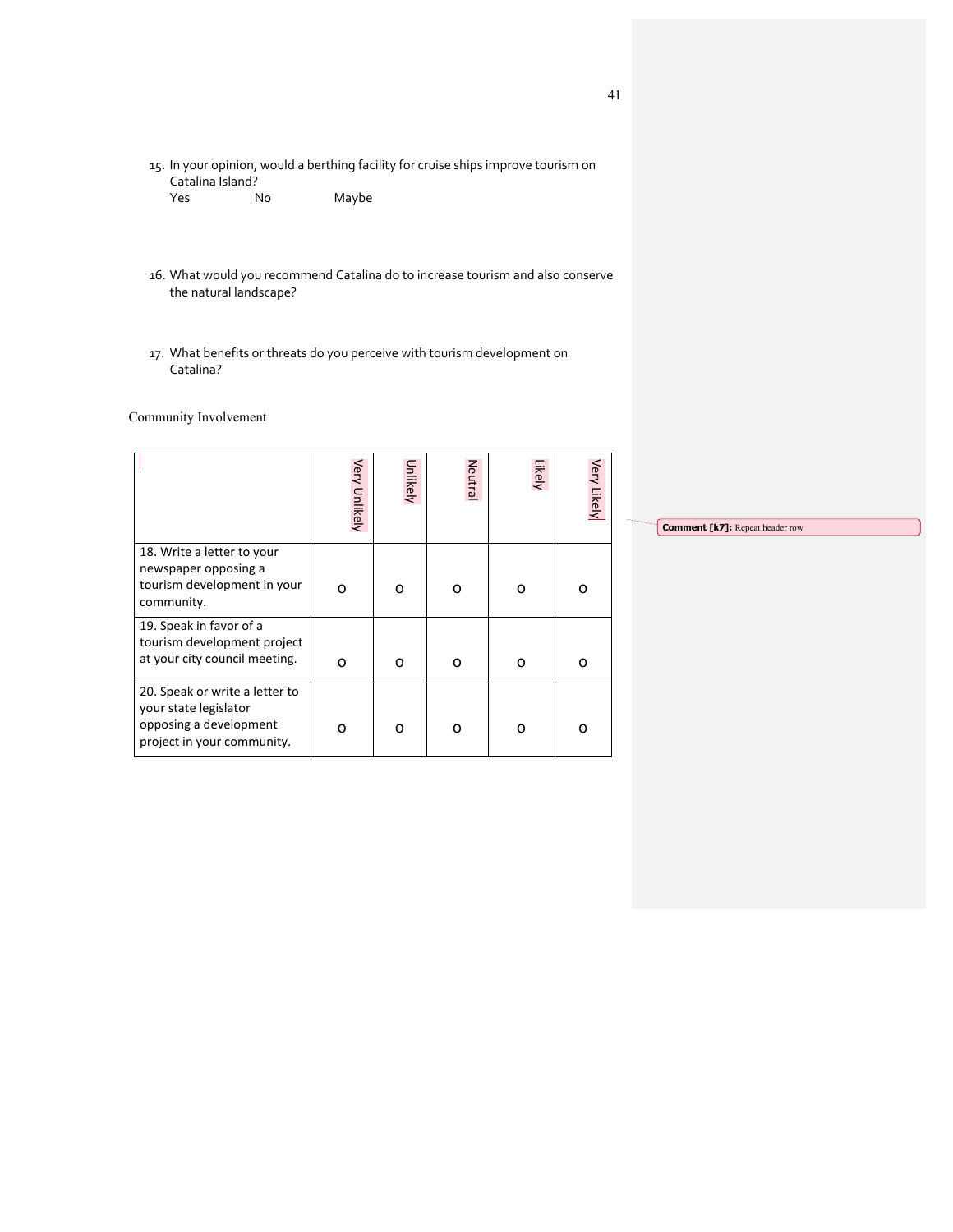15. In your opinion, would a berthing facility for cruise ships improve tourism on Catalina Island?
    Yes No Maybe

16. What would you recommend Catalina do to increase tourism and also conserve the natural landscape?

17. What benefits or threats do you perceive with tourism development on Catalina?

Community Involvement

| | Very Unlikely | Unlikely | Neutral | Likely | Very Likely |
|---|---|---|---|---|---|
| 18. Write a letter to your newspaper opposing a tourism development in your community. | o | o | o | o | o |
| 19. Speak in favor of a tourism development project at your city council meeting. | o | o | o | o | o |
| 20. Speak or write a letter to your state legislator opposing a development project in your community. | o | o | o | o | o |

**Comment [k7]:** Repeat header row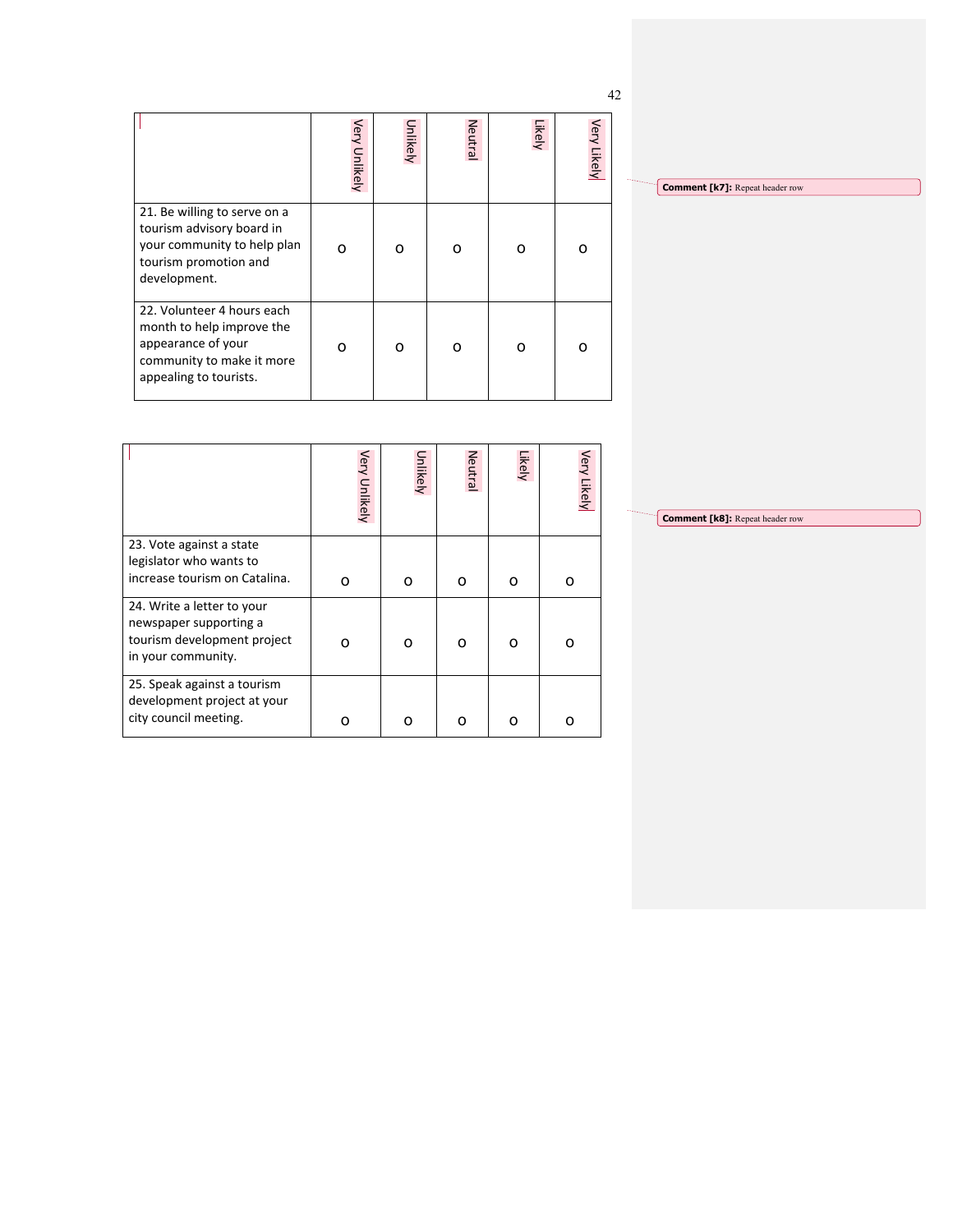| | Very Unlikely | Unlikely | Neutral | Likely | Very Likely |
|---|---|---|---|---|---|
| 21. Be willing to serve on a tourism advisory board in your community to help plan tourism promotion and development. | O | O | O | O | O |
| 22. Volunteer 4 hours each month to help improve the appearance of your community to make it more appealing to tourists. | O | O | O | O | O |

Comment [k7]: Repeat header row

| | Very Unlikely | Unlikely | Neutral | Likely | Very Likely |
|---|---|---|---|---|---|
| 23. Vote against a state legislator who wants to increase tourism on Catalina. | O | O | O | O | O |
| 24. Write a letter to your newspaper supporting a tourism development project in your community. | O | O | O | O | O |
| 25. Speak against a tourism development project at your city council meeting. | O | O | O | O | O |

Comment [k8]: Repeat header row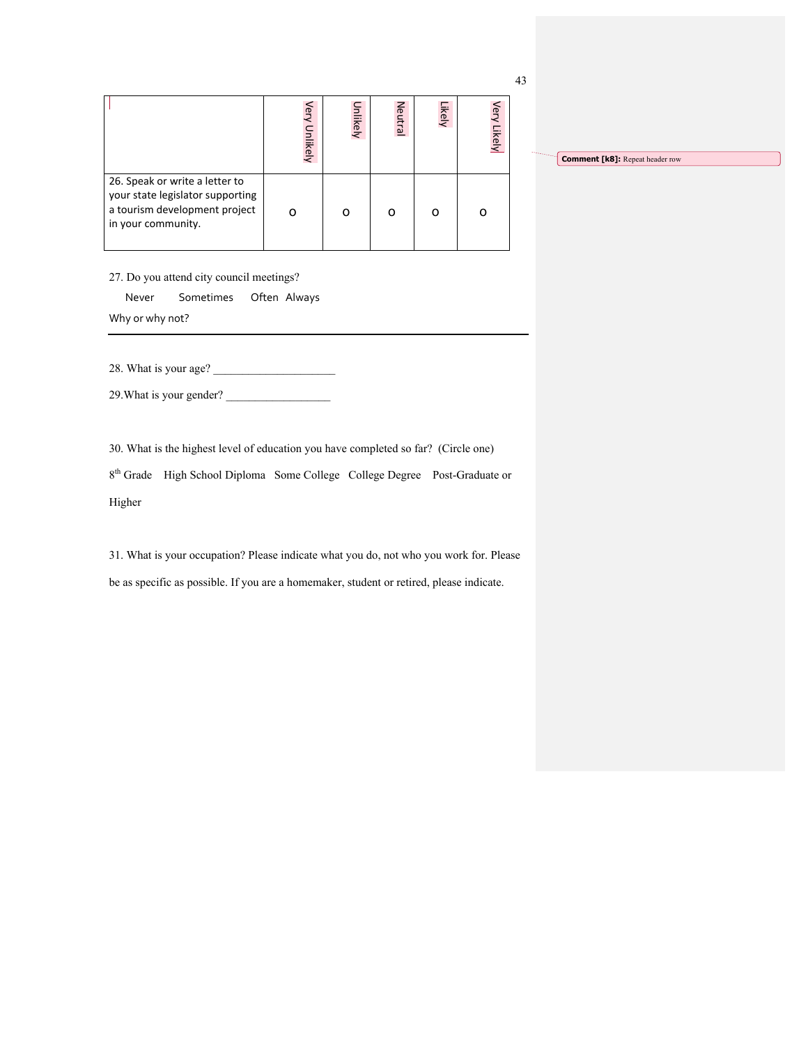| | Very Unlikely | Unlikely | Neutral | Likely | Very Likely |
|---|---|---|---|---|---|
| 26. Speak or write a letter to your state legislator supporting a tourism development project in your community. | o | o | o | o | o |

Comment [k8]: Repeat header row

27. Do you attend city council meetings?

Never Sometimes Often Always

Why or why not?

---

28. What is your age? ____________________

29.What is your gender? _________________

30. What is the highest level of education you have completed so far? (Circle one)

8th Grade High School Diploma Some College College Degree Post-Graduate or Higher

31. What is your occupation? Please indicate what you do, not who you work for. Please be as specific as possible. If you are a homemaker, student or retired, please indicate.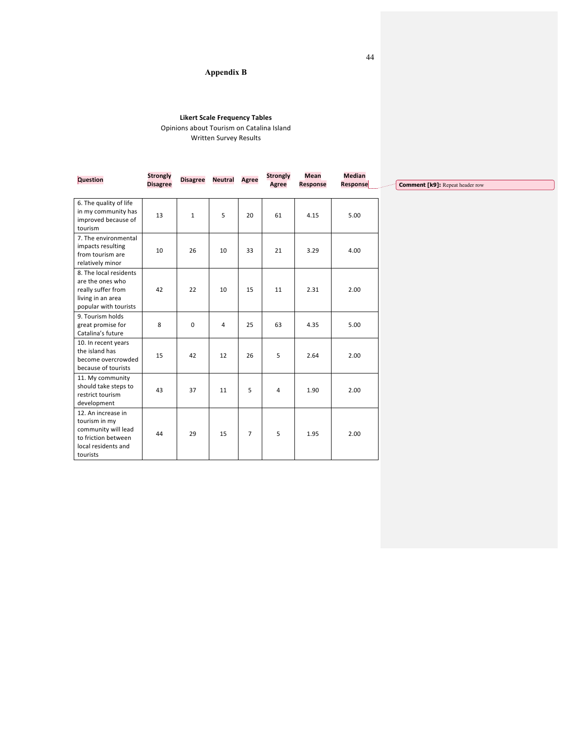# Appendix B

**Likert Scale Frequency Tables**

Opinions about Tourism on Catalina Island

Written Survey Results

| Question | Strongly Disagree | Disagree | Neutral | Agree | Strongly Agree | Mean Response | Median Response |
|---|---|---|---|---|---|---|---|
| 6. The quality of life in my community has improved because of tourism | 13 | 1 | 5 | 20 | 61 | 4.15 | 5.00 |
| 7. The environmental impacts resulting from tourism are relatively minor | 10 | 26 | 10 | 33 | 21 | 3.29 | 4.00 |
| 8. The local residents are the ones who really suffer from living in an area popular with tourists | 42 | 22 | 10 | 15 | 11 | 2.31 | 2.00 |
| 9. Tourism holds great promise for Catalina's future | 8 | 0 | 4 | 25 | 63 | 4.35 | 5.00 |
| 10. In recent years the island has become overcrowded because of tourists | 15 | 42 | 12 | 26 | 5 | 2.64 | 2.00 |
| 11. My community should take steps to restrict tourism development | 43 | 37 | 11 | 5 | 4 | 1.90 | 2.00 |
| 12. An increase in tourism in my community will lead to friction between local residents and tourists | 44 | 29 | 15 | 7 | 5 | 1.95 | 2.00 |

**Comment [k9]:** Repeat header row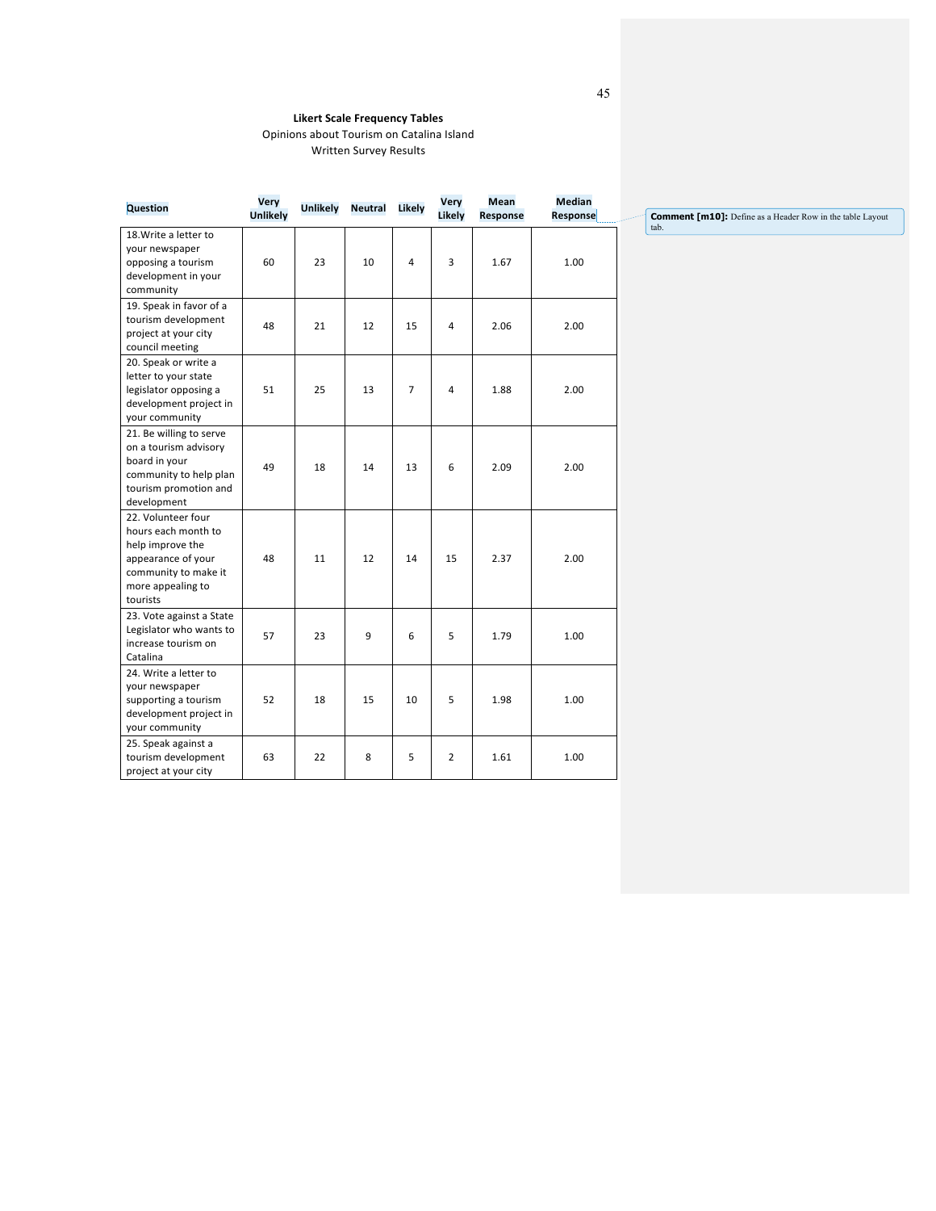**Likert Scale Frequency Tables**

Opinions about Tourism on Catalina Island

Written Survey Results

| Question | Very Unlikely | Unlikely | Neutral | Likely | Very Likely | Mean Response | Median Response |
|---|---|---|---|---|---|---|---|
| 18.Write a letter to your newspaper opposing a tourism development in your community | 60 | 23 | 10 | 4 | 3 | 1.67 | 1.00 |
| 19. Speak in favor of a tourism development project at your city council meeting | 48 | 21 | 12 | 15 | 4 | 2.06 | 2.00 |
| 20. Speak or write a letter to your state legislator opposing a development project in your community | 51 | 25 | 13 | 7 | 4 | 1.88 | 2.00 |
| 21. Be willing to serve on a tourism advisory board in your community to help plan tourism promotion and development | 49 | 18 | 14 | 13 | 6 | 2.09 | 2.00 |
| 22. Volunteer four hours each month to help improve the appearance of your community to make it more appealing to tourists | 48 | 11 | 12 | 14 | 15 | 2.37 | 2.00 |
| 23. Vote against a State Legislator who wants to increase tourism on Catalina | 57 | 23 | 9 | 6 | 5 | 1.79 | 1.00 |
| 24. Write a letter to your newspaper supporting a tourism development project in your community | 52 | 18 | 15 | 10 | 5 | 1.98 | 1.00 |
| 25. Speak against a tourism development project at your city | 63 | 22 | 8 | 5 | 2 | 1.61 | 1.00 |

**Comment [m10]:** Define as a Header Row in the table Layout tab.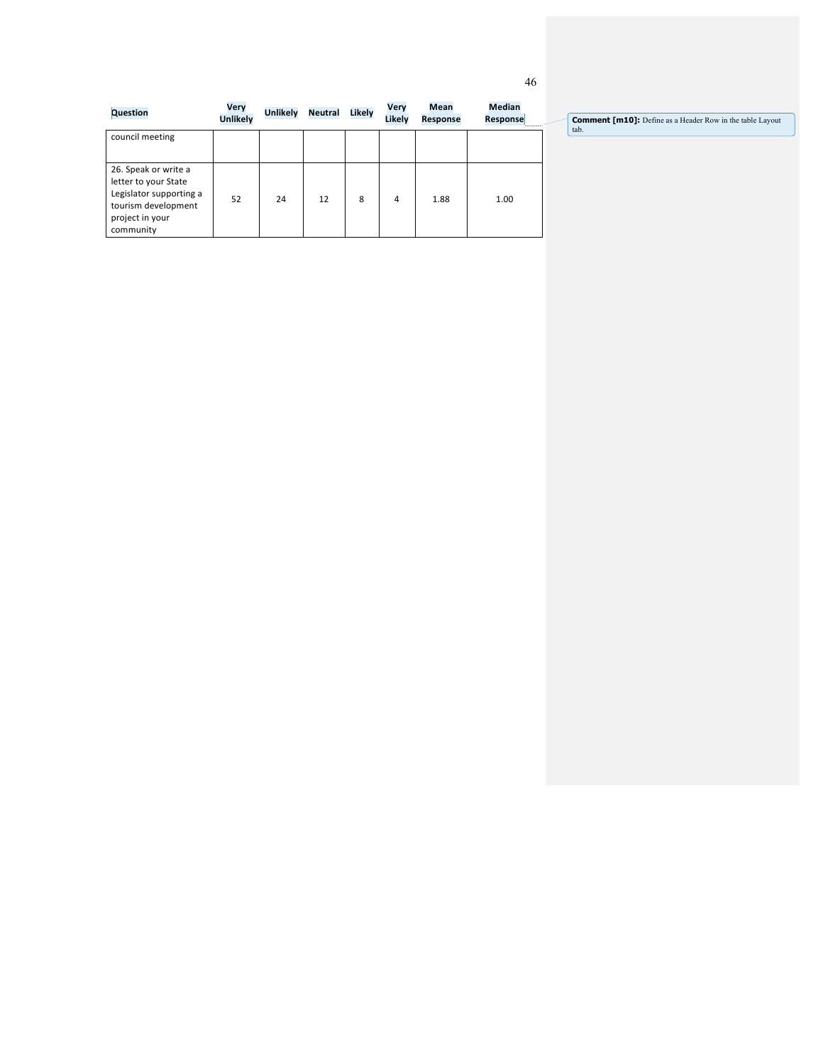| Question | Very Unlikely | Unlikely | Neutral | Likely | Very Likely | Mean Response | Median Response |
|---|---|---|---|---|---|---|---|
| council meeting | | | | | | | |
| 26. Speak or write a letter to your State Legislator supporting a tourism development project in your community | 52 | 24 | 12 | 8 | 4 | 1.88 | 1.00 |

**Comment [m10]:** Define as a Header Row in the table Layout tab.